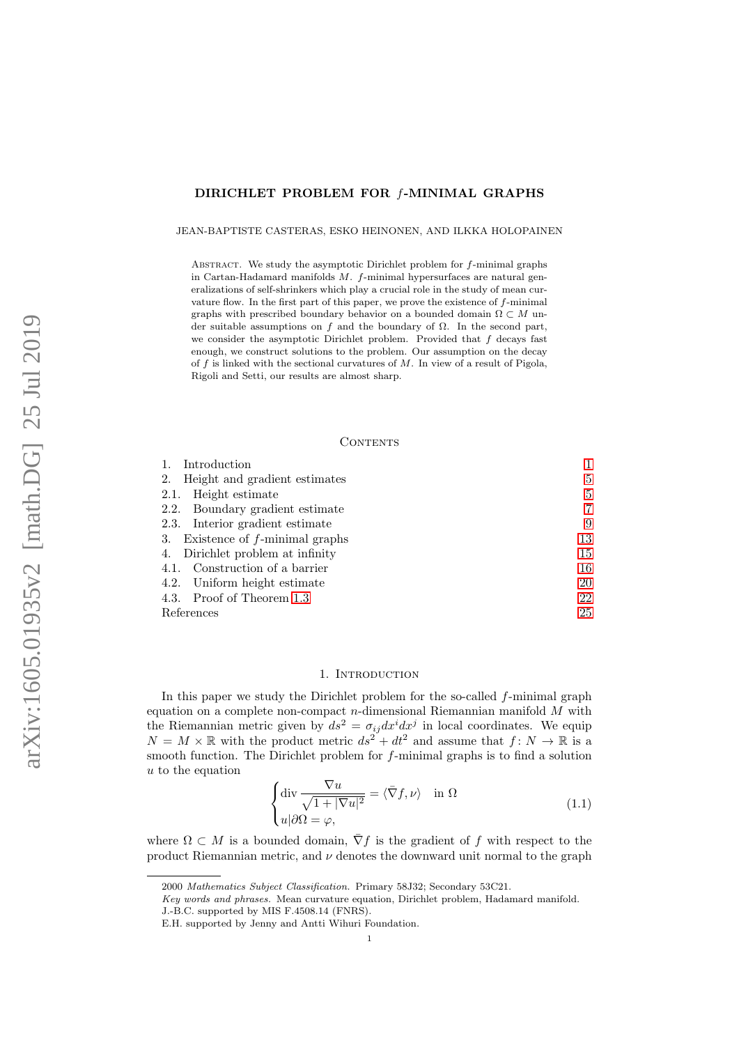# DIRICHLET PROBLEM FOR $f$-MINIMAL GRAPHS

JEAN-BAPTISTE CASTERAS, ESKO HEINONEN, AND ILKKA HOLOPAINEN

Abstract. We study the asymptotic Dirichlet problem for $f$-minimal graphs in Cartan-Hadamard manifolds $M$. $f$-minimal hypersurfaces are natural generalizations of self-shrinkers which play a crucial role in the study of mean curvature flow. In the first part of this paper, we prove the existence of $f$-minimal graphs with prescribed boundary behavior on a bounded domain $\Omega \subset M$ under suitable assumptions on $f$ and the boundary of $\Omega$. In the second part, we consider the asymptotic Dirichlet problem. Provided that $f$ decays fast enough, we construct solutions to the problem. Our assumption on the decay of $f$ is linked with the sectional curvatures of $M$. In view of a result of Pigola, Rigoli and Setti, our results are almost sharp.

## Contents

1. Introduction — 1
2. Height and gradient estimates — 5
   - 2.1. Height estimate — 5
   - 2.2. Boundary gradient estimate — 7
   - 2.3. Interior gradient estimate — 9
3. Existence of $f$-minimal graphs — 13
4. Dirichlet problem at infinity — 15
   - 4.1. Construction of a barrier — 16
   - 4.2. Uniform height estimate — 20
   - 4.3. Proof of Theorem 1.3 — 22

References — 25

## 1. Introduction

In this paper we study the Dirichlet problem for the so-called $f$-minimal graph equation on a complete non-compact $n$-dimensional Riemannian manifold $M$ with the Riemannian metric given by $ds^2 = \sigma_{ij}dx^i dx^j$ in local coordinates. We equip $N = M \times \mathbb{R}$ with the product metric $ds^2 + dt^2$ and assume that $f\colon N \to \mathbb{R}$ is a smooth function. The Dirichlet problem for $f$-minimal graphs is to find a solution $u$ to the equation

$$
\begin{cases}
\operatorname{div} \dfrac{\nabla u}{\sqrt{1+|\nabla u|^2}} = \langle \bar{\nabla} f, \nu \rangle & \text{in } \Omega \\
u|\partial\Omega = \varphi,
\end{cases}
\tag{1.1}
$$

where $\Omega \subset M$ is a bounded domain, $\bar{\nabla} f$ is the gradient of $f$ with respect to the product Riemannian metric, and $\nu$ denotes the downward unit normal to the graph

2000 *Mathematics Subject Classification.* Primary 58J32; Secondary 53C21.

*Key words and phrases.* Mean curvature equation, Dirichlet problem, Hadamard manifold.

J.-B.C. supported by MIS F.4508.14 (FNRS).

E.H. supported by Jenny and Antti Wihuri Foundation.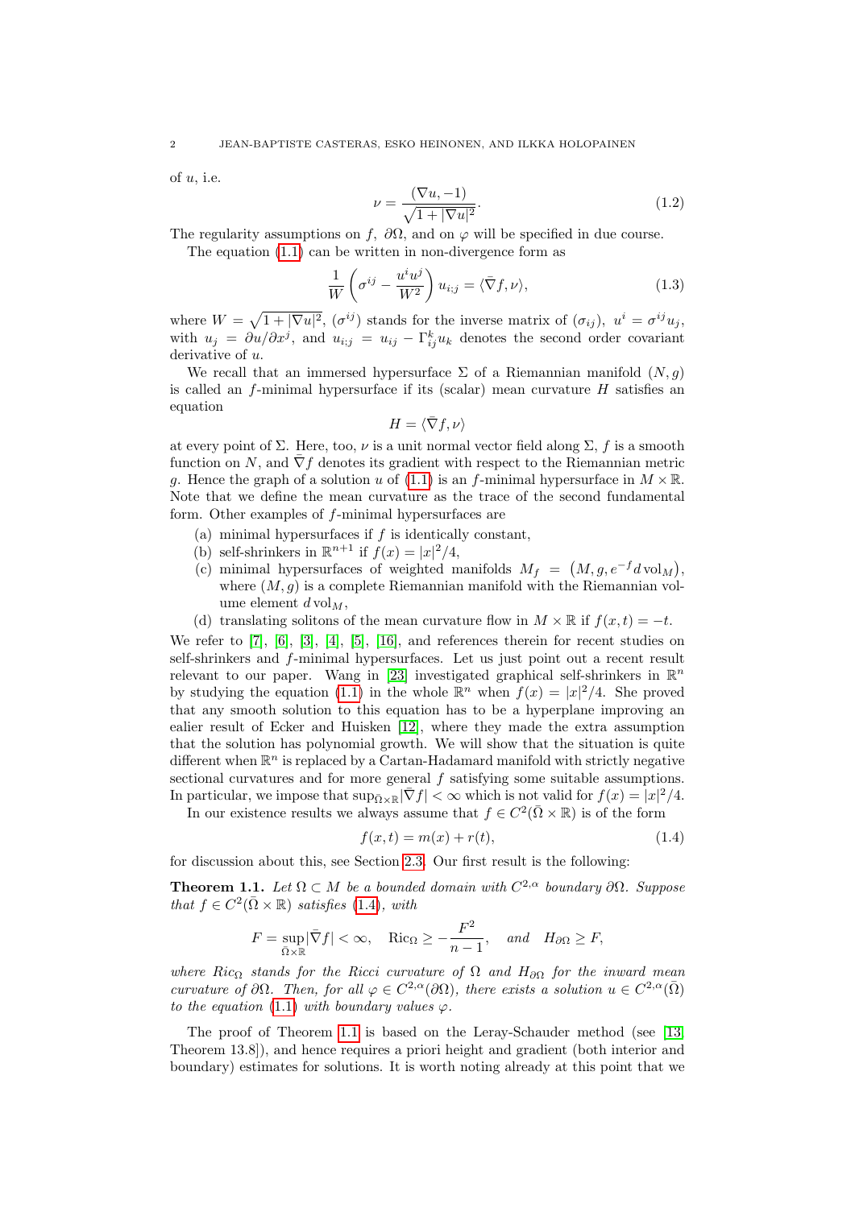of $u$, i.e.

$$\nu = \frac{(\nabla u, -1)}{\sqrt{1+|\nabla u|^2}}. \tag{1.2}$$

The regularity assumptions on $f$, $\partial\Omega$, and on $\varphi$ will be specified in due course.

The equation (1.1) can be written in non-divergence form as

$$\frac{1}{W}\left(\sigma^{ij} - \frac{u^i u^j}{W^2}\right) u_{i;j} = \langle \bar\nabla f, \nu\rangle, \tag{1.3}$$

where $W = \sqrt{1+|\nabla u|^2}$, $(\sigma^{ij})$ stands for the inverse matrix of $(\sigma_{ij})$, $u^i = \sigma^{ij}u_j$, with $u_j = \partial u/\partial x^j$, and $u_{i;j} = u_{ij} - \Gamma^k_{ij}u_k$ denotes the second order covariant derivative of $u$.

We recall that an immersed hypersurface $\Sigma$ of a Riemannian manifold $(N,g)$ is called an $f$-minimal hypersurface if its (scalar) mean curvature $H$ satisfies an equation

$$H = \langle \bar\nabla f, \nu\rangle$$

at every point of $\Sigma$. Here, too, $\nu$ is a unit normal vector field along $\Sigma$, $f$ is a smooth function on $N$, and $\bar\nabla f$ denotes its gradient with respect to the Riemannian metric $g$. Hence the graph of a solution $u$ of (1.1) is an $f$-minimal hypersurface in $M\times\mathbb{R}$. Note that we define the mean curvature as the trace of the second fundamental form. Other examples of $f$-minimal hypersurfaces are

(a) minimal hypersurfaces if $f$ is identically constant,
(b) self-shrinkers in $\mathbb{R}^{n+1}$ if $f(x) = |x|^2/4$,
(c) minimal hypersurfaces of weighted manifolds $M_f = \left(M, g, e^{-f} d\,\mathrm{vol}_M\right)$, where $(M,g)$ is a complete Riemannian manifold with the Riemannian volume element $d\,\mathrm{vol}_M$,
(d) translating solitons of the mean curvature flow in $M\times\mathbb{R}$ if $f(x,t) = -t$.

We refer to [7], [6], [3], [4], [5], [16], and references therein for recent studies on self-shrinkers and $f$-minimal hypersurfaces. Let us just point out a recent result relevant to our paper. Wang in [23] investigated graphical self-shrinkers in $\mathbb{R}^n$ by studying the equation (1.1) in the whole $\mathbb{R}^n$ when $f(x) = |x|^2/4$. She proved that any smooth solution to this equation has to be a hyperplane improving an ealier result of Ecker and Huisken [12], where they made the extra assumption that the solution has polynomial growth. We will show that the situation is quite different when $\mathbb{R}^n$ is replaced by a Cartan-Hadamard manifold with strictly negative sectional curvatures and for more general $f$ satisfying some suitable assumptions. In particular, we impose that $\sup_{\bar\Omega\times\mathbb{R}}|\bar\nabla f| < \infty$ which is not valid for $f(x) = |x|^2/4$.

In our existence results we always assume that $f \in C^2(\bar\Omega\times\mathbb{R})$ is of the form

$$f(x,t) = m(x) + r(t), \tag{1.4}$$

for discussion about this, see Section 2.3. Our first result is the following:

**Theorem 1.1.** *Let $\Omega \subset M$ be a bounded domain with $C^{2,\alpha}$ boundary $\partial\Omega$. Suppose that $f \in C^2(\bar\Omega\times\mathbb{R})$ satisfies (1.4), with*

$$F = \sup_{\bar\Omega\times\mathbb{R}}|\bar\nabla f| < \infty, \quad \mathrm{Ric}_\Omega \ge -\frac{F^2}{n-1}, \quad \text{and} \quad H_{\partial\Omega} \ge F,$$

*where $Ric_\Omega$ stands for the Ricci curvature of $\Omega$ and $H_{\partial\Omega}$ for the inward mean curvature of $\partial\Omega$. Then, for all $\varphi \in C^{2,\alpha}(\partial\Omega)$, there exists a solution $u \in C^{2,\alpha}(\bar\Omega)$ to the equation (1.1) with boundary values $\varphi$.*

The proof of Theorem 1.1 is based on the Leray-Schauder method (see [13, Theorem 13.8]), and hence requires a priori height and gradient (both interior and boundary) estimates for solutions. It is worth noting already at this point that we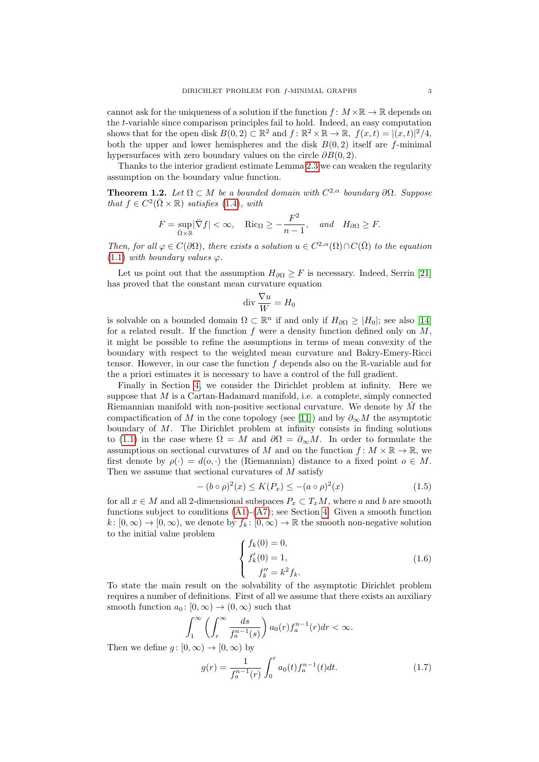cannot ask for the uniqueness of a solution if the function $f\colon M\times\mathbb{R}\to\mathbb{R}$ depends on the $t$-variable since comparison principles fail to hold. Indeed, an easy computation shows that for the open disk $B(0,2)\subset\mathbb{R}^2$ and $f\colon \mathbb{R}^2\times\mathbb{R}\to\mathbb{R}$, $f(x,t)=|(x,t)|^2/4$, both the upper and lower hemispheres and the disk $B(0,2)$ itself are $f$-minimal hypersurfaces with zero boundary values on the circle $\partial B(0,2)$.

Thanks to the interior gradient estimate Lemma 2.3 we can weaken the regularity assumption on the boundary value function.

**Theorem 1.2.** *Let $\Omega\subset M$ be a bounded domain with $C^{2,\alpha}$ boundary $\partial\Omega$. Suppose that $f\in C^2(\bar\Omega\times\mathbb{R})$ satisfies (1.4), with*

$$F=\sup_{\bar\Omega\times\mathbb{R}}|\bar\nabla f|<\infty,\quad \operatorname{Ric}_\Omega\geq -\frac{F^2}{n-1},\quad \textit{and}\quad H_{\partial\Omega}\geq F.$$

*Then, for all $\varphi\in C(\partial\Omega)$, there exists a solution $u\in C^{2,\alpha}(\Omega)\cap C(\bar\Omega)$ to the equation (1.1) with boundary values $\varphi$.*

Let us point out that the assumption $H_{\partial\Omega}\geq F$ is necessary. Indeed, Serrin [21] has proved that the constant mean curvature equation

$$\operatorname{div}\frac{\nabla u}{W}=H_0$$

is solvable on a bounded domain $\Omega\subset\mathbb{R}^n$ if and only if $H_{\partial\Omega}\geq |H_0|$; see also [14] for a related result. If the function $f$ were a density function defined only on $M$, it might be possible to refine the assumptions in terms of mean convexity of the boundary with respect to the weighted mean curvature and Bakry-Emery-Ricci tensor. However, in our case the function $f$ depends also on the $\mathbb{R}$-variable and for the a priori estimates it is necessary to have a control of the full gradient.

Finally in Section 4, we consider the Dirichlet problem at infinity. Here we suppose that $M$ is a Cartan-Hadamard manifold, i.e. a complete, simply connected Riemannian manifold with non-positive sectional curvature. We denote by $\bar M$ the compactification of $M$ in the cone topology (see [11]) and by $\partial_\infty M$ the asymptotic boundary of $M$. The Dirichlet problem at infinity consists in finding solutions to (1.1) in the case where $\Omega=M$ and $\partial\Omega=\partial_\infty M$. In order to formulate the assumptions on sectional curvatures of $M$ and on the function $f\colon M\times\mathbb{R}\to\mathbb{R}$, we first denote by $\rho(\cdot)=d(o,\cdot)$ the (Riemannian) distance to a fixed point $o\in M$. Then we assume that sectional curvatures of $M$ satisfy

$$-(b\circ\rho)^2(x)\leq K(P_x)\leq -(a\circ\rho)^2(x) \tag{1.5}$$

for all $x\in M$ and all 2-dimensional subspaces $P_x\subset T_xM$, where $a$ and $b$ are smooth functions subject to conditions (A1)-(A7); see Section 4. Given a smooth function $k\colon [0,\infty)\to[0,\infty)$, we denote by $f_k\colon[0,\infty)\to\mathbb{R}$ the smooth non-negative solution to the initial value problem

$$\begin{cases} f_k(0)=0,\\ f_k'(0)=1,\\ \quad f_k''=k^2f_k.\end{cases} \tag{1.6}$$

To state the main result on the solvability of the asymptotic Dirichlet problem requires a number of definitions. First of all we assume that there exists an auxiliary smooth function $a_0\colon[0,\infty)\to(0,\infty)$ such that

$$\int_1^\infty\left(\int_r^\infty\frac{ds}{f_a^{n-1}(s)}\right)a_0(r)f_a^{n-1}(r)dr<\infty.$$

Then we define $g\colon[0,\infty)\to[0,\infty)$ by

$$g(r)=\frac{1}{f_a^{n-1}(r)}\int_0^r a_0(t)f_a^{n-1}(t)dt. \tag{1.7}$$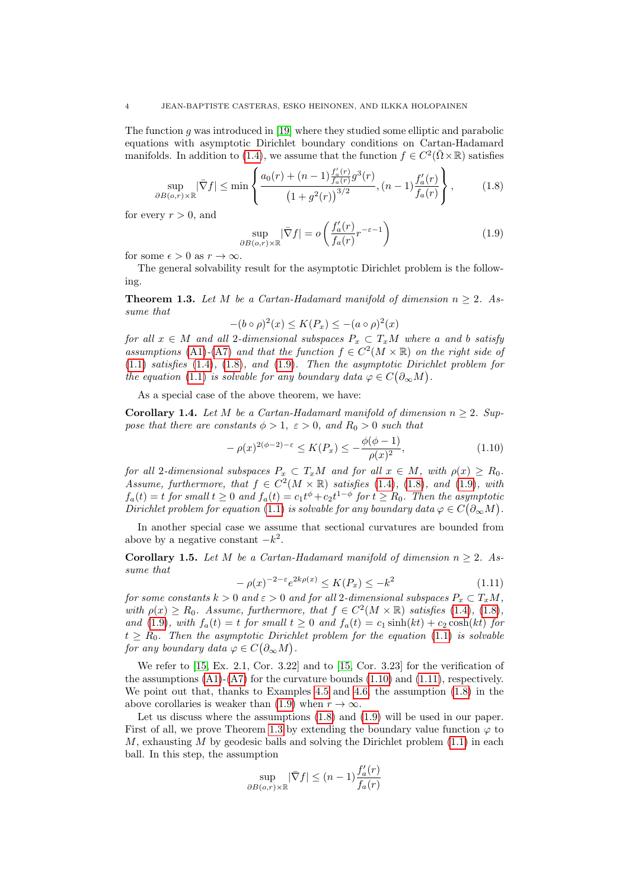The function $g$ was introduced in [19] where they studied some elliptic and parabolic equations with asymptotic Dirichlet boundary conditions on Cartan-Hadamard manifolds. In addition to (1.4), we assume that the function $f \in C^2(\bar\Omega \times \mathbb{R})$ satisfies

$$\sup_{\partial B(o,r)\times\mathbb{R}} |\bar\nabla f| \le \min\left\{ \frac{a_0(r) + (n-1)\frac{f_a'(r)}{f_a(r)} g^3(r)}{\left(1+g^2(r)\right)^{3/2}}, (n-1)\frac{f_a'(r)}{f_a(r)} \right\}, \tag{1.8}$$

for every $r > 0$, and

$$\sup_{\partial B(o,r)\times\mathbb{R}} |\bar\nabla f| = o\left( \frac{f_a'(r)}{f_a(r)} r^{-\varepsilon-1} \right) \tag{1.9}$$

for some $\epsilon > 0$ as $r \to \infty$.

The general solvability result for the asymptotic Dirichlet problem is the following.

**Theorem 1.3.** *Let $M$ be a Cartan-Hadamard manifold of dimension $n \ge 2$. Assume that*

$$-(b\circ\rho)^2(x) \le K(P_x) \le -(a\circ\rho)^2(x)$$

*for all $x \in M$ and all 2-dimensional subspaces $P_x \subset T_xM$ where $a$ and $b$ satisfy assumptions (A1)-(A7) and that the function $f \in C^2(M\times\mathbb{R})$ on the right side of (1.1) satisfies (1.4), (1.8), and (1.9). Then the asymptotic Dirichlet problem for the equation (1.1) is solvable for any boundary data $\varphi \in C(\partial_\infty M)$.*

As a special case of the above theorem, we have:

**Corollary 1.4.** *Let $M$ be a Cartan-Hadamard manifold of dimension $n \ge 2$. Suppose that there are constants $\phi > 1$, $\varepsilon > 0$, and $R_0 > 0$ such that*

$$-\rho(x)^{2(\phi-2)-\varepsilon} \le K(P_x) \le -\frac{\phi(\phi-1)}{\rho(x)^2}, \tag{1.10}$$

*for all 2-dimensional subspaces $P_x \subset T_xM$ and for all $x \in M$, with $\rho(x) \ge R_0$. Assume, furthermore, that $f \in C^2(M\times\mathbb{R})$ satisfies (1.4), (1.8), and (1.9), with $f_a(t) = t$ for small $t \ge 0$ and $f_a(t) = c_1 t^{\phi} + c_2 t^{1-\phi}$ for $t \ge R_0$. Then the asymptotic Dirichlet problem for equation (1.1) is solvable for any boundary data $\varphi \in C(\partial_\infty M)$.*

In another special case we assume that sectional curvatures are bounded from above by a negative constant $-k^2$.

**Corollary 1.5.** *Let $M$ be a Cartan-Hadamard manifold of dimension $n \ge 2$. Assume that*

$$-\rho(x)^{-2-\varepsilon} e^{2k\rho(x)} \le K(P_x) \le -k^2 \tag{1.11}$$

*for some constants $k > 0$ and $\varepsilon > 0$ and for all 2-dimensional subspaces $P_x \subset T_xM$, with $\rho(x) \ge R_0$. Assume, furthermore, that $f \in C^2(M\times\mathbb{R})$ satisfies (1.4), (1.8), and (1.9), with $f_a(t) = t$ for small $t \ge 0$ and $f_a(t) = c_1\sinh(kt) + c_2\cosh(kt)$ for $t \ge R_0$. Then the asymptotic Dirichlet problem for the equation (1.1) is solvable for any boundary data $\varphi \in C(\partial_\infty M)$.*

We refer to [15, Ex. 2.1, Cor. 3.22] and to [15, Cor. 3.23] for the verification of the assumptions (A1)-(A7) for the curvature bounds (1.10) and (1.11), respectively. We point out that, thanks to Examples 4.5 and 4.6, the assumption (1.8) in the above corollaries is weaker than (1.9) when $r \to \infty$.

Let us discuss where the assumptions (1.8) and (1.9) will be used in our paper. First of all, we prove Theorem 1.3 by extending the boundary value function $\varphi$ to $M$, exhausting $M$ by geodesic balls and solving the Dirichlet problem (1.1) in each ball. In this step, the assumption

$$\sup_{\partial B(o,r)\times\mathbb{R}} |\bar\nabla f| \le (n-1)\frac{f_a'(r)}{f_a(r)}$$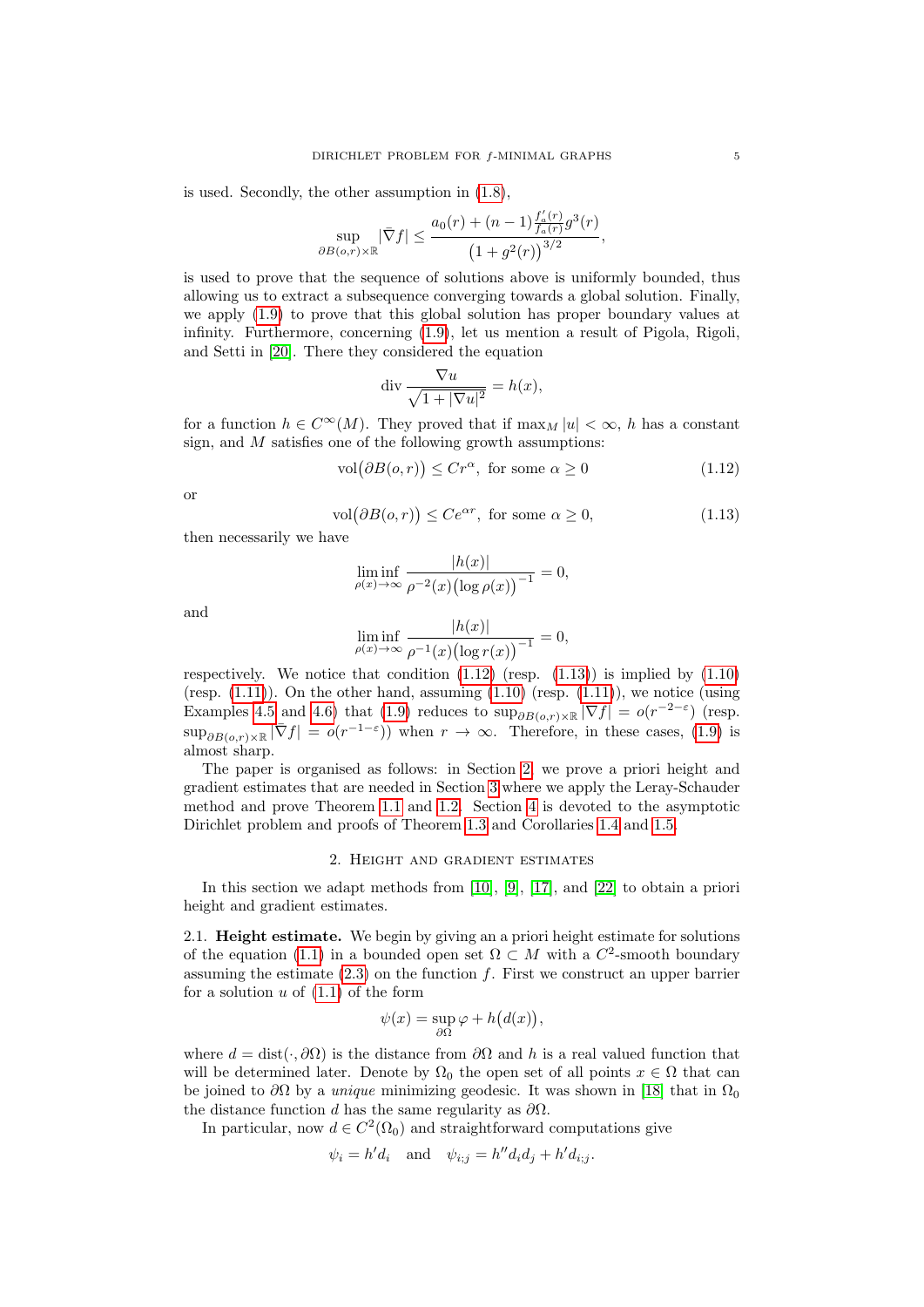is used. Secondly, the other assumption in (1.8),

$$\sup_{\partial B(o,r)\times\mathbb{R}} |\bar\nabla f| \le \frac{a_0(r) + (n-1)\frac{f_a'(r)}{f_a(r)} g^3(r)}{\big(1+g^2(r)\big)^{3/2}},$$

is used to prove that the sequence of solutions above is uniformly bounded, thus allowing us to extract a subsequence converging towards a global solution. Finally, we apply (1.9) to prove that this global solution has proper boundary values at infinity. Furthermore, concerning (1.9), let us mention a result of Pigola, Rigoli, and Setti in [20]. There they considered the equation

$$\operatorname{div} \frac{\nabla u}{\sqrt{1+|\nabla u|^2}} = h(x),$$

for a function $h \in C^\infty(M)$. They proved that if $\max_M |u| < \infty$, $h$ has a constant sign, and $M$ satisfies one of the following growth assumptions:

$$\operatorname{vol}\big(\partial B(o,r)\big) \le C r^\alpha, \text{ for some } \alpha \ge 0 \tag{1.12}$$

or

$$\operatorname{vol}\big(\partial B(o,r)\big) \le C e^{\alpha r}, \text{ for some } \alpha \ge 0, \tag{1.13}$$

then necessarily we have

$$\liminf_{\rho(x)\to\infty} \frac{|h(x)|}{\rho^{-2}(x)\big(\log \rho(x)\big)^{-1}} = 0,$$

and

$$\liminf_{\rho(x)\to\infty} \frac{|h(x)|}{\rho^{-1}(x)\big(\log r(x)\big)^{-1}} = 0,$$

respectively. We notice that condition (1.12) (resp. (1.13)) is implied by (1.10) (resp. (1.11)). On the other hand, assuming (1.10) (resp. (1.11)), we notice (using Examples 4.5 and 4.6) that (1.9) reduces to $\sup_{\partial B(o,r)\times\mathbb{R}} |\bar\nabla f| = o(r^{-2-\varepsilon})$ (resp. $\sup_{\partial B(o,r)\times\mathbb{R}} |\bar\nabla f| = o(r^{-1-\varepsilon})$) when $r \to \infty$. Therefore, in these cases, (1.9) is almost sharp.

The paper is organised as follows: in Section 2 we prove a priori height and gradient estimates that are needed in Section 3 where we apply the Leray-Schauder method and prove Theorem 1.1 and 1.2. Section 4 is devoted to the asymptotic Dirichlet problem and proofs of Theorem 1.3 and Corollaries 1.4 and 1.5.

## 2. Height and gradient estimates

In this section we adapt methods from [10], [9], [17], and [22] to obtain a priori height and gradient estimates.

**2.1. Height estimate.** We begin by giving an a priori height estimate for solutions of the equation (1.1) in a bounded open set $\Omega \subset M$ with a $C^2$-smooth boundary assuming the estimate (2.3) on the function $f$. First we construct an upper barrier for a solution $u$ of (1.1) of the form

$$\psi(x) = \sup_{\partial\Omega} \varphi + h\big(d(x)\big),$$

where $d = \operatorname{dist}(\cdot, \partial\Omega)$ is the distance from $\partial\Omega$ and $h$ is a real valued function that will be determined later. Denote by $\Omega_0$ the open set of all points $x \in \Omega$ that can be joined to $\partial\Omega$ by a *unique* minimizing geodesic. It was shown in [18] that in $\Omega_0$ the distance function $d$ has the same regularity as $\partial\Omega$.

In particular, now $d \in C^2(\Omega_0)$ and straightforward computations give

$$\psi_i = h' d_i \quad \text{and} \quad \psi_{i;j} = h'' d_i d_j + h' d_{i;j}.$$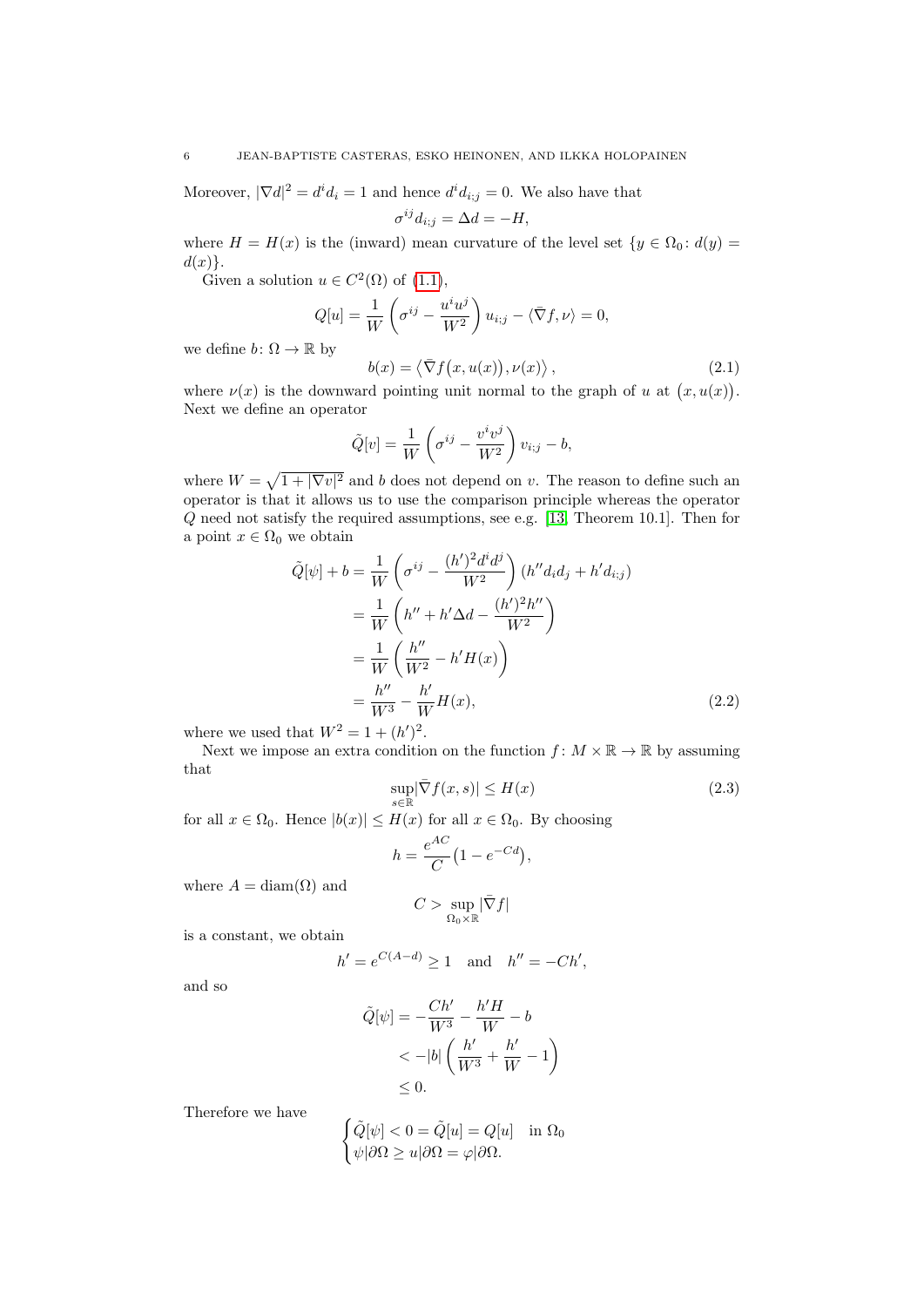Moreover, $|\nabla d|^2 = d^i d_i = 1$ and hence $d^i d_{i;j} = 0$. We also have that

$$\sigma^{ij} d_{i;j} = \Delta d = -H,$$

where $H = H(x)$ is the (inward) mean curvature of the level set $\{y \in \Omega_0 \colon d(y) = d(x)\}$.

Given a solution $u \in C^2(\Omega)$ of (1.1),

$$Q[u] = \frac{1}{W}\left(\sigma^{ij} - \frac{u^i u^j}{W^2}\right) u_{i;j} - \langle \bar{\nabla} f, \nu \rangle = 0,$$

we define $b \colon \Omega \to \mathbb{R}$ by

$$b(x) = \left\langle \bar{\nabla} f\big(x, u(x)\big), \nu(x) \right\rangle, \tag{2.1}$$

where $\nu(x)$ is the downward pointing unit normal to the graph of $u$ at $\big(x, u(x)\big)$. Next we define an operator

$$\tilde{Q}[v] = \frac{1}{W}\left(\sigma^{ij} - \frac{v^i v^j}{W^2}\right) v_{i;j} - b,$$

where $W = \sqrt{1 + |\nabla v|^2}$ and $b$ does not depend on $v$. The reason to define such an operator is that it allows us to use the comparison principle whereas the operator $Q$ need not satisfy the required assumptions, see e.g. [13, Theorem 10.1]. Then for a point $x \in \Omega_0$ we obtain

$$\begin{aligned}
\tilde{Q}[\psi] + b &= \frac{1}{W}\left(\sigma^{ij} - \frac{(h')^2 d^i d^j}{W^2}\right)(h'' d_i d_j + h' d_{i;j}) \\
&= \frac{1}{W}\left(h'' + h' \Delta d - \frac{(h')^2 h''}{W^2}\right) \\
&= \frac{1}{W}\left(\frac{h''}{W^2} - h' H(x)\right) \\
&= \frac{h''}{W^3} - \frac{h'}{W} H(x),
\end{aligned} \tag{2.2}$$

where we used that $W^2 = 1 + (h')^2$.

Next we impose an extra condition on the function $f \colon M \times \mathbb{R} \to \mathbb{R}$ by assuming that

$$\sup_{s \in \mathbb{R}} |\bar{\nabla} f(x, s)| \le H(x) \tag{2.3}$$

for all $x \in \Omega_0$. Hence $|b(x)| \le H(x)$ for all $x \in \Omega_0$. By choosing

$$h = \frac{e^{AC}}{C}\big(1 - e^{-Cd}\big),$$

where $A = \operatorname{diam}(\Omega)$ and

$$C > \sup_{\Omega_0 \times \mathbb{R}} |\bar{\nabla} f|$$

is a constant, we obtain

$$h' = e^{C(A-d)} \ge 1 \quad \text{and} \quad h'' = -Ch',$$

and so

$$\begin{aligned}
\tilde{Q}[\psi] &= -\frac{Ch'}{W^3} - \frac{h' H}{W} - b \\
&< -|b|\left(\frac{h'}{W^3} + \frac{h'}{W} - 1\right) \\
&\le 0.
\end{aligned}$$

Therefore we have

$$\begin{cases} \tilde{Q}[\psi] < 0 = \tilde{Q}[u] = Q[u] & \text{in } \Omega_0 \\ \psi | \partial\Omega \ge u | \partial\Omega = \varphi | \partial\Omega. \end{cases}$$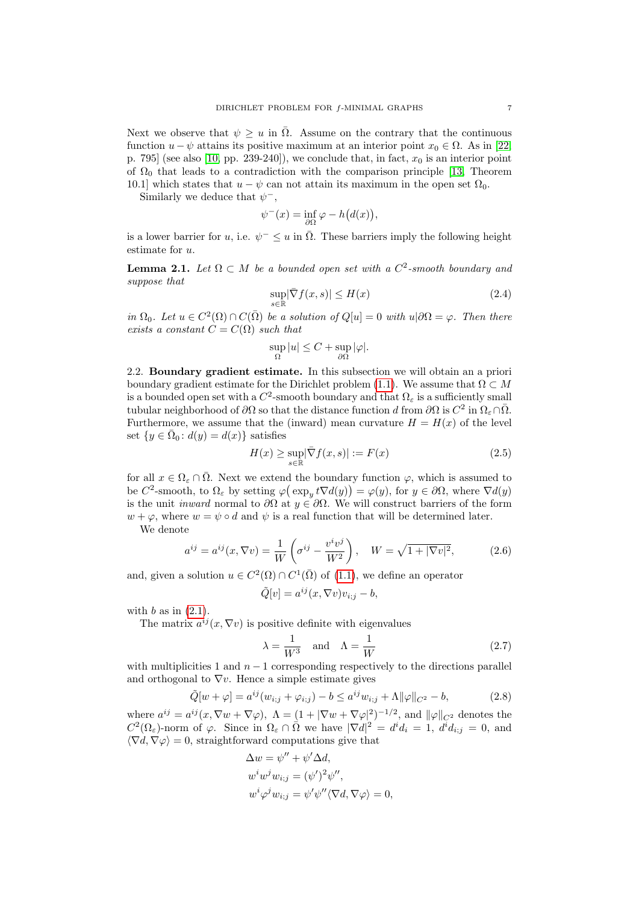Next we observe that $\psi \geq u$ in $\bar{\Omega}$. Assume on the contrary that the continuous function $u - \psi$ attains its positive maximum at an interior point $x_0 \in \Omega$. As in [22, p. 795] (see also [10, pp. 239-240]), we conclude that, in fact, $x_0$ is an interior point of $\Omega_0$ that leads to a contradiction with the comparison principle [13, Theorem 10.1] which states that $u - \psi$ can not attain its maximum in the open set $\Omega_0$.

Similarly we deduce that $\psi^-$,

$$\psi^-(x) = \inf_{\partial\Omega} \varphi - h\big(d(x)\big),$$

is a lower barrier for $u$, i.e. $\psi^- \leq u$ in $\bar{\Omega}$. These barriers imply the following height estimate for $u$.

**Lemma 2.1.** *Let $\Omega \subset M$ be a bounded open set with a $C^2$-smooth boundary and suppose that*

$$\sup_{s\in\mathbb{R}} |\bar{\nabla} f(x,s)| \leq H(x) \tag{2.4}$$

*in $\Omega_0$. Let $u \in C^2(\Omega) \cap C(\bar{\Omega})$ be a solution of $Q[u] = 0$ with $u|\partial\Omega = \varphi$. Then there exists a constant $C = C(\Omega)$ such that*

$$\sup_{\Omega} |u| \leq C + \sup_{\partial\Omega} |\varphi|.$$

2.2. **Boundary gradient estimate.** In this subsection we will obtain an a priori boundary gradient estimate for the Dirichlet problem (1.1). We assume that $\Omega \subset M$ is a bounded open set with a $C^2$-smooth boundary and that $\Omega_\varepsilon$ is a sufficiently small tubular neighborhood of $\partial\Omega$ so that the distance function $d$ from $\partial\Omega$ is $C^2$ in $\Omega_\varepsilon \cap \bar{\Omega}$. Furthermore, we assume that the (inward) mean curvature $H = H(x)$ of the level set $\{y \in \bar{\Omega}_0 \colon d(y) = d(x)\}$ satisfies

$$H(x) \geq \sup_{s\in\mathbb{R}} |\bar{\nabla} f(x,s)| := F(x) \tag{2.5}$$

for all $x \in \Omega_\varepsilon \cap \bar{\Omega}$. Next we extend the boundary function $\varphi$, which is assumed to be $C^2$-smooth, to $\Omega_\varepsilon$ by setting $\varphi\big(\exp_y t\nabla d(y)\big) = \varphi(y)$, for $y \in \partial\Omega$, where $\nabla d(y)$ is the unit *inward* normal to $\partial\Omega$ at $y \in \partial\Omega$. We will construct barriers of the form $w + \varphi$, where $w = \psi \circ d$ and $\psi$ is a real function that will be determined later.

We denote

$$a^{ij} = a^{ij}(x, \nabla v) = \frac{1}{W}\left(\sigma^{ij} - \frac{v^i v^j}{W^2}\right), \quad W = \sqrt{1 + |\nabla v|^2}, \tag{2.6}$$

and, given a solution $u \in C^2(\Omega) \cap C^1(\bar{\Omega})$ of (1.1), we define an operator

$$\tilde{Q}[v] = a^{ij}(x, \nabla v) v_{i;j} - b,$$

with $b$ as in (2.1).

The matrix $a^{ij}(x, \nabla v)$ is positive definite with eigenvalues

$$\lambda = \frac{1}{W^3} \quad \text{and} \quad \Lambda = \frac{1}{W} \tag{2.7}$$

with multiplicities 1 and $n-1$ corresponding respectively to the directions parallel and orthogonal to $\nabla v$. Hence a simple estimate gives

$$\tilde{Q}[w + \varphi] = a^{ij}(w_{i;j} + \varphi_{i;j}) - b \leq a^{ij} w_{i;j} + \Lambda \|\varphi\|_{C^2} - b, \tag{2.8}$$

where $a^{ij} = a^{ij}(x, \nabla w + \nabla\varphi)$, $\Lambda = (1 + |\nabla w + \nabla\varphi|^2)^{-1/2}$, and $\|\varphi\|_{C^2}$ denotes the $C^2(\Omega_\varepsilon)$-norm of $\varphi$. Since in $\Omega_\varepsilon \cap \bar{\Omega}$ we have $|\nabla d|^2 = d^i d_i = 1$, $d^i d_{i;j} = 0$, and $\langle \nabla d, \nabla\varphi \rangle = 0$, straightforward computations give that

$$\begin{aligned}
\Delta w &= \psi'' + \psi' \Delta d, \\
w^i w^j w_{i;j} &= (\psi')^2 \psi'', \\
w^i \varphi^j w_{i;j} &= \psi' \psi'' \langle \nabla d, \nabla\varphi \rangle = 0,
\end{aligned}$$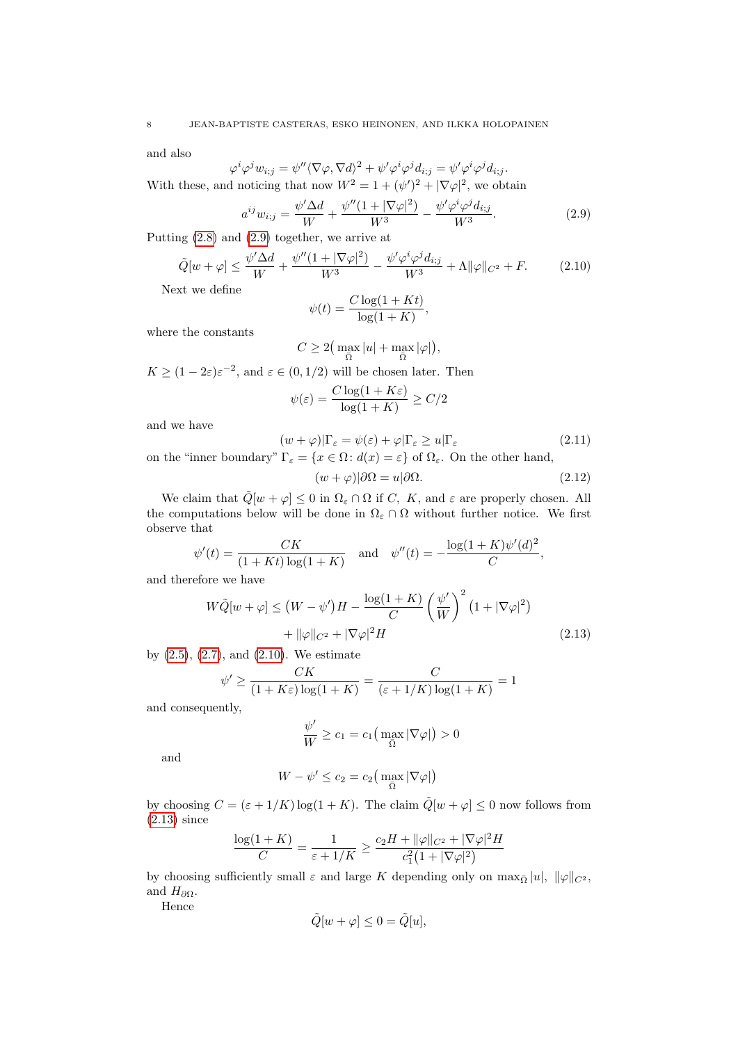and also

$$\varphi^i\varphi^j w_{i;j} = \psi''\langle\nabla\varphi,\nabla d\rangle^2 + \psi'\varphi^i\varphi^j d_{i;j} = \psi'\varphi^i\varphi^j d_{i;j}.$$

With these, and noticing that now $W^2 = 1 + (\psi')^2 + |\nabla\varphi|^2$, we obtain

$$a^{ij}w_{i;j} = \frac{\psi'\Delta d}{W} + \frac{\psi''(1+|\nabla\varphi|^2)}{W^3} - \frac{\psi'\varphi^i\varphi^j d_{i;j}}{W^3}. \tag{2.9}$$

Putting (2.8) and (2.9) together, we arrive at

$$\tilde{Q}[w+\varphi] \le \frac{\psi'\Delta d}{W} + \frac{\psi''(1+|\nabla\varphi|^2)}{W^3} - \frac{\psi'\varphi^i\varphi^j d_{i;j}}{W^3} + \Lambda\|\varphi\|_{C^2} + F. \tag{2.10}$$

Next we define

$$\psi(t) = \frac{C\log(1+Kt)}{\log(1+K)},$$

where the constants

$$C \ge 2\big(\max_\Omega |u| + \max_\Omega |\varphi|\big),$$

$K \ge (1-2\varepsilon)\varepsilon^{-2}$, and $\varepsilon \in (0,1/2)$ will be chosen later. Then

$$\psi(\varepsilon) = \frac{C\log(1+K\varepsilon)}{\log(1+K)} \ge C/2$$

and we have

$$(w+\varphi)|\Gamma_\varepsilon = \psi(\varepsilon) + \varphi|\Gamma_\varepsilon \ge u|\Gamma_\varepsilon \tag{2.11}$$

on the "inner boundary" $\Gamma_\varepsilon = \{x \in \Omega\colon d(x) = \varepsilon\}$ of $\Omega_\varepsilon$. On the other hand,

$$(w+\varphi)|\partial\Omega = u|\partial\Omega. \tag{2.12}$$

We claim that $\tilde{Q}[w+\varphi] \le 0$ in $\Omega_\varepsilon \cap \Omega$ if $C$, $K$, and $\varepsilon$ are properly chosen. All the computations below will be done in $\Omega_\varepsilon \cap \Omega$ without further notice. We first observe that

$$\psi'(t) = \frac{CK}{(1+Kt)\log(1+K)} \quad \text{and} \quad \psi''(t) = -\frac{\log(1+K)\psi'(d)^2}{C},$$

and therefore we have

$$\begin{aligned} W\tilde{Q}[w+\varphi] \le{}& \big(W - \psi'\big)H - \frac{\log(1+K)}{C}\left(\frac{\psi'}{W}\right)^2\big(1+|\nabla\varphi|^2\big) \\ &+ \|\varphi\|_{C^2} + |\nabla\varphi|^2 H \end{aligned} \tag{2.13}$$

by (2.5), (2.7), and (2.10). We estimate

$$\psi' \ge \frac{CK}{(1+K\varepsilon)\log(1+K)} = \frac{C}{(\varepsilon + 1/K)\log(1+K)} = 1$$

and consequently,

$$\frac{\psi'}{W} \ge c_1 = c_1\big(\max_\Omega |\nabla\varphi|\big) > 0$$

and

$$W - \psi' \le c_2 = c_2\big(\max_\Omega |\nabla\varphi|\big)$$

by choosing $C = (\varepsilon + 1/K)\log(1+K)$. The claim $\tilde{Q}[w+\varphi] \le 0$ now follows from (2.13) since

$$\frac{\log(1+K)}{C} = \frac{1}{\varepsilon + 1/K} \ge \frac{c_2 H + \|\varphi\|_{C^2} + |\nabla\varphi|^2 H}{c_1^2\big(1+|\nabla\varphi|^2\big)}$$

by choosing sufficiently small $\varepsilon$ and large $K$ depending only on $\max_\Omega |u|$, $\|\varphi\|_{C^2}$, and $H_{\partial\Omega}$.

Hence

$$\tilde{Q}[w+\varphi] \le 0 = \tilde{Q}[u],$$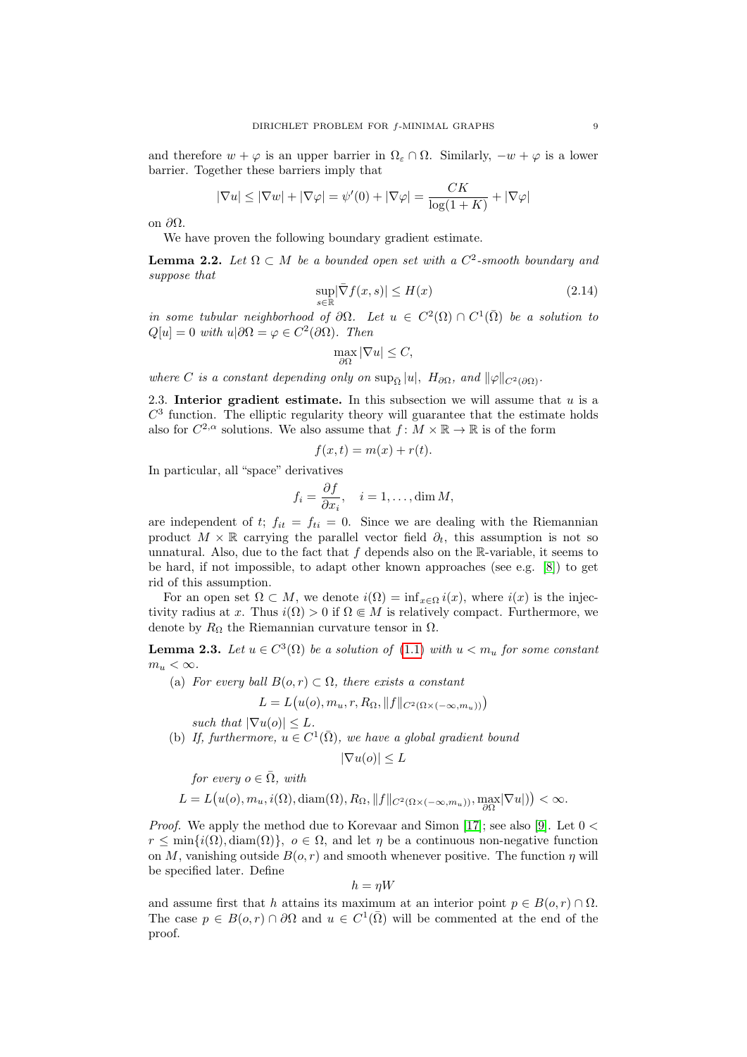and therefore $w + \varphi$ is an upper barrier in $\Omega_\varepsilon \cap \Omega$. Similarly, $-w + \varphi$ is a lower barrier. Together these barriers imply that

$$|\nabla u| \le |\nabla w| + |\nabla \varphi| = \psi'(0) + |\nabla \varphi| = \frac{CK}{\log(1+K)} + |\nabla \varphi|$$

on $\partial\Omega$.

We have proven the following boundary gradient estimate.

**Lemma 2.2.** *Let $\Omega \subset M$ be a bounded open set with a $C^2$-smooth boundary and suppose that*

$$\sup_{s\in\mathbb{R}} |\bar\nabla f(x,s)| \le H(x) \tag{2.14}$$

*in some tubular neighborhood of $\partial\Omega$. Let $u \in C^2(\Omega) \cap C^1(\bar\Omega)$ be a solution to $Q[u] = 0$ with $u|\partial\Omega = \varphi \in C^2(\partial\Omega)$. Then*

$$\max_{\partial\Omega} |\nabla u| \le C,$$

*where $C$ is a constant depending only on $\sup_{\bar\Omega}|u|$, $H_{\partial\Omega}$, and $\|\varphi\|_{C^2(\partial\Omega)}$.*

2.3. **Interior gradient estimate.** In this subsection we will assume that $u$ is a $C^3$ function. The elliptic regularity theory will guarantee that the estimate holds also for $C^{2,\alpha}$ solutions. We also assume that $f\colon M \times \mathbb{R} \to \mathbb{R}$ is of the form

$$f(x,t) = m(x) + r(t).$$

In particular, all "space" derivatives

$$f_i = \frac{\partial f}{\partial x_i}, \quad i = 1, \ldots, \dim M,$$

are independent of $t$; $f_{it} = f_{ti} = 0$. Since we are dealing with the Riemannian product $M \times \mathbb{R}$ carrying the parallel vector field $\partial_t$, this assumption is not so unnatural. Also, due to the fact that $f$ depends also on the $\mathbb{R}$-variable, it seems to be hard, if not impossible, to adapt other known approaches (see e.g. [8]) to get rid of this assumption.

For an open set $\Omega \subset M$, we denote $i(\Omega) = \inf_{x\in\Omega} i(x)$, where $i(x)$ is the injectivity radius at $x$. Thus $i(\Omega) > 0$ if $\Omega \Subset M$ is relatively compact. Furthermore, we denote by $R_\Omega$ the Riemannian curvature tensor in $\Omega$.

**Lemma 2.3.** *Let $u \in C^3(\Omega)$ be a solution of (1.1) with $u < m_u$ for some constant $m_u < \infty$.*

(a) *For every ball $B(o,r) \subset \Omega$, there exists a constant*

$$L = L\big(u(o), m_u, r, R_\Omega, \|f\|_{C^2(\Omega\times(-\infty,m_u))}\big)$$

*such that $|\nabla u(o)| \le L$.*

(b) *If, furthermore, $u \in C^1(\bar\Omega)$, we have a global gradient bound*

$$|\nabla u(o)| \le L$$

*for every $o \in \bar\Omega$, with*

$$L = L\big(u(o), m_u, i(\Omega), \operatorname{diam}(\Omega), R_\Omega, \|f\|_{C^2(\Omega\times(-\infty,m_u))}, \max_{\partial\Omega}|\nabla u|\big) < \infty.$$

*Proof.* We apply the method due to Korevaar and Simon [17]; see also [9]. Let $0 < r \le \min\{i(\Omega), \operatorname{diam}(\Omega)\}$, $o \in \Omega$, and let $\eta$ be a continuous non-negative function on $M$, vanishing outside $B(o,r)$ and smooth whenever positive. The function $\eta$ will be specified later. Define

$$h = \eta W$$

and assume first that $h$ attains its maximum at an interior point $p \in B(o,r) \cap \Omega$. The case $p \in B(o,r) \cap \partial\Omega$ and $u \in C^1(\bar\Omega)$ will be commented at the end of the proof.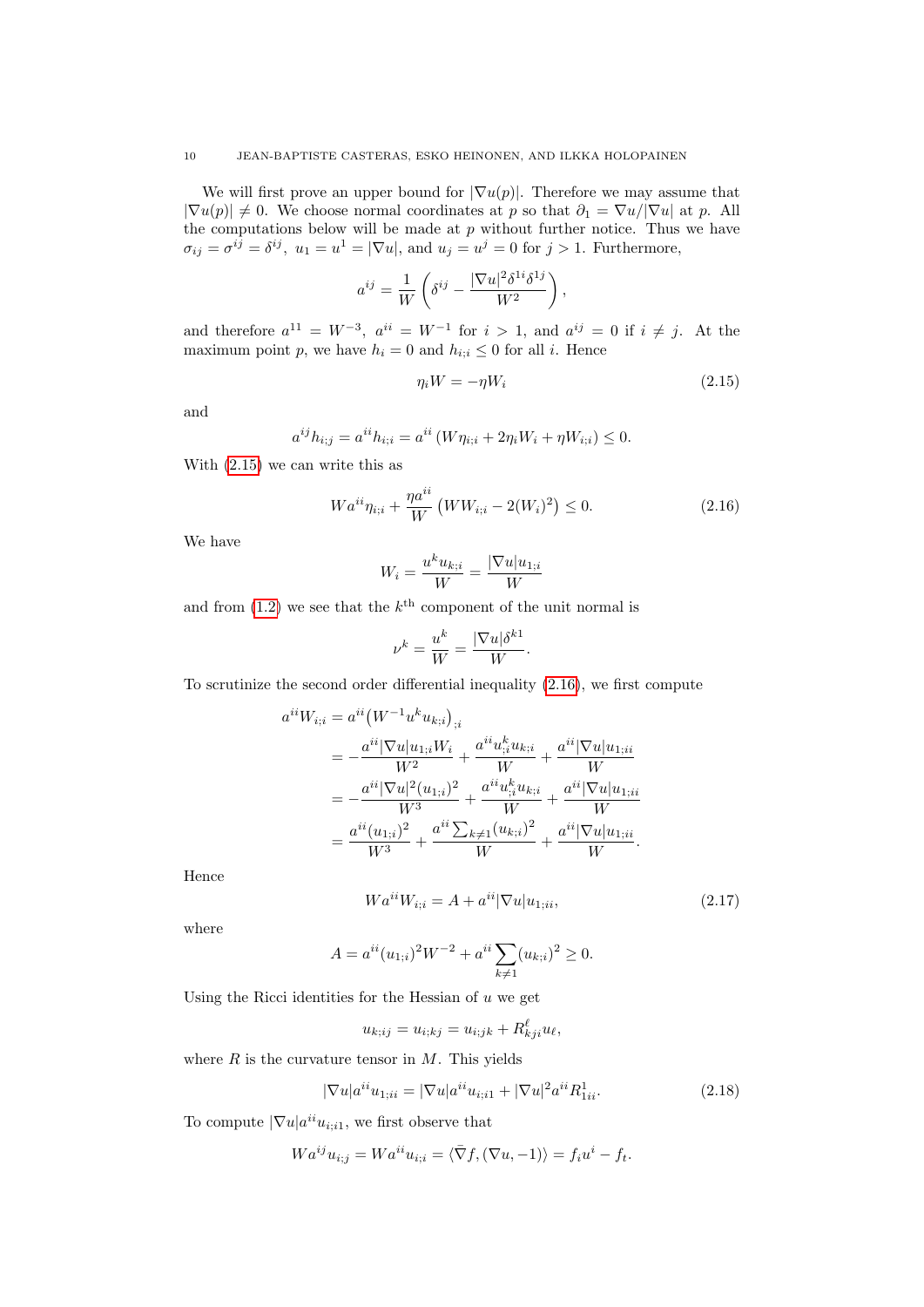We will first prove an upper bound for $|\nabla u(p)|$. Therefore we may assume that $|\nabla u(p)| \neq 0$. We choose normal coordinates at $p$ so that $\partial_1 = \nabla u/|\nabla u|$ at $p$. All the computations below will be made at $p$ without further notice. Thus we have $\sigma_{ij} = \sigma^{ij} = \delta^{ij}$, $u_1 = u^1 = |\nabla u|$, and $u_j = u^j = 0$ for $j > 1$. Furthermore,

$$a^{ij} = \frac{1}{W}\left(\delta^{ij} - \frac{|\nabla u|^2 \delta^{1i}\delta^{1j}}{W^2}\right),$$

and therefore $a^{11} = W^{-3}$, $a^{ii} = W^{-1}$ for $i > 1$, and $a^{ij} = 0$ if $i \neq j$. At the maximum point $p$, we have $h_i = 0$ and $h_{i;i} \leq 0$ for all $i$. Hence

$$\eta_i W = -\eta W_i \tag{2.15}$$

and

$$a^{ij} h_{i;j} = a^{ii} h_{i;i} = a^{ii}\left(W\eta_{i;i} + 2\eta_i W_i + \eta W_{i;i}\right) \leq 0.$$

With (2.15) we can write this as

$$W a^{ii} \eta_{i;i} + \frac{\eta a^{ii}}{W}\left(W W_{i;i} - 2(W_i)^2\right) \leq 0. \tag{2.16}$$

We have

$$W_i = \frac{u^k u_{k;i}}{W} = \frac{|\nabla u| u_{1;i}}{W}$$

and from (1.2) we see that the $k^{\text{th}}$ component of the unit normal is

$$\nu^k = \frac{u^k}{W} = \frac{|\nabla u|\delta^{k1}}{W}.$$

To scrutinize the second order differential inequality (2.16), we first compute

$$\begin{aligned}
a^{ii} W_{i;i} &= a^{ii}\left(W^{-1} u^k u_{k;i}\right)_{;i} \\
&= -\frac{a^{ii}|\nabla u| u_{1;i} W_i}{W^2} + \frac{a^{ii} u^k_{;i} u_{k;i}}{W} + \frac{a^{ii}|\nabla u| u_{1;ii}}{W} \\
&= -\frac{a^{ii}|\nabla u|^2 (u_{1;i})^2}{W^3} + \frac{a^{ii} u^k_{;i} u_{k;i}}{W} + \frac{a^{ii}|\nabla u| u_{1;ii}}{W} \\
&= \frac{a^{ii}(u_{1;i})^2}{W^3} + \frac{a^{ii}\sum_{k\neq 1}(u_{k;i})^2}{W} + \frac{a^{ii}|\nabla u| u_{1;ii}}{W}.
\end{aligned}$$

Hence

$$W a^{ii} W_{i;i} = A + a^{ii}|\nabla u| u_{1;ii}, \tag{2.17}$$

where

$$A = a^{ii}(u_{1;i})^2 W^{-2} + a^{ii}\sum_{k\neq 1}(u_{k;i})^2 \geq 0.$$

Using the Ricci identities for the Hessian of $u$ we get

$$u_{k;ij} = u_{i;kj} = u_{i;jk} + R^{\ell}_{kji} u_\ell,$$

where $R$ is the curvature tensor in $M$. This yields

$$|\nabla u| a^{ii} u_{1;ii} = |\nabla u| a^{ii} u_{i;i1} + |\nabla u|^2 a^{ii} R^1_{1ii}. \tag{2.18}$$

To compute $|\nabla u| a^{ii} u_{i;i1}$, we first observe that

$$W a^{ij} u_{i;j} = W a^{ii} u_{i;i} = \langle \bar{\nabla} f, (\nabla u, -1)\rangle = f_i u^i - f_t.$$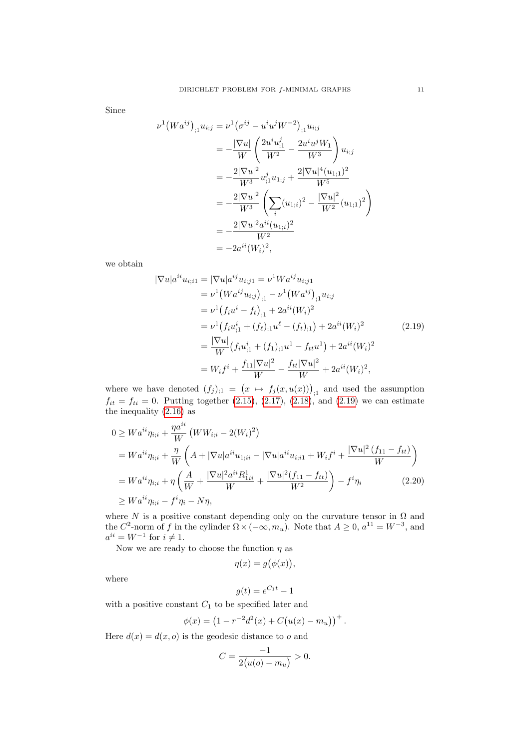Since

$$
\begin{aligned}
\nu^1\big(Wa^{ij}\big)_{;1} u_{i;j} &= \nu^1\big(\sigma^{ij} - u^i u^j W^{-2}\big)_{;1} u_{i;j} \\
&= -\frac{|\nabla u|}{W}\left(\frac{2u^i u^j_{;1}}{W^2} - \frac{2u^i u^j W_1}{W^3}\right) u_{i;j} \\
&= -\frac{2|\nabla u|^2}{W^3} u^j_{;1} u_{1;j} + \frac{2|\nabla u|^4 (u_{1;1})^2}{W^5} \\
&= -\frac{2|\nabla u|^2}{W^3}\left(\sum_i (u_{1;i})^2 - \frac{|\nabla u|^2}{W^2}(u_{1;1})^2\right) \\
&= -\frac{2|\nabla u|^2 a^{ii}(u_{1;i})^2}{W^2} \\
&= -2a^{ii}(W_i)^2,
\end{aligned}
$$

we obtain

$$
\begin{aligned}
|\nabla u| a^{ii} u_{i;i1} &= |\nabla u| a^{ij} u_{i;j1} = \nu^1 W a^{ij} u_{i;j1} \\
&= \nu^1\big(Wa^{ij}u_{i;j}\big)_{;1} - \nu^1\big(Wa^{ij}\big)_{;1} u_{i;j} \\
&= \nu^1\big(f_i u^i - f_t\big)_{;1} + 2a^{ii}(W_i)^2 \\
&= \nu^1\big(f_i u^i_{;1} + (f_\ell)_{;1} u^\ell - (f_t)_{;1}\big) + 2a^{ii}(W_i)^2 \qquad (2.19)\\
&= \frac{|\nabla u|}{W}\big(f_i u^i_{;1} + (f_1)_{;1} u^1 - f_{tt} u^1\big) + 2a^{ii}(W_i)^2 \\
&= W_i f^i + \frac{f_{11}|\nabla u|^2}{W} - \frac{f_{tt}|\nabla u|^2}{W} + 2a^{ii}(W_i)^2,
\end{aligned}
$$

where we have denoted $(f_j)_{;1} = \big(x \mapsto f_j(x, u(x))\big)_{;1}$ and used the assumption $f_{it} = f_{ti} = 0$. Putting together (2.15), (2.17), (2.18), and (2.19) we can estimate the inequality (2.16) as

$$
\begin{aligned}
0 &\geq Wa^{ii}\eta_{i;i} + \frac{\eta a^{ii}}{W}\left(WW_{i;i} - 2(W_i)^2\right) \\
&= Wa^{ii}\eta_{i;i} + \frac{\eta}{W}\left(A + |\nabla u| a^{ii} u_{1;ii} - |\nabla u| a^{ii} u_{i;i1} + W_i f^i + \frac{|\nabla u|^2\,(f_{11} - f_{tt})}{W}\right) \\
&= Wa^{ii}\eta_{i;i} + \eta\left(\frac{A}{W} + \frac{|\nabla u|^2 a^{ii} R^1_{1ii}}{W} + \frac{|\nabla u|^2 (f_{11} - f_{tt})}{W^2}\right) - f^i \eta_i \qquad (2.20)\\
&\geq Wa^{ii}\eta_{i;i} - f^i\eta_i - N\eta,
\end{aligned}
$$

where $N$ is a positive constant depending only on the curvature tensor in $\Omega$ and the $C^2$-norm of $f$ in the cylinder $\Omega \times (-\infty, m_u)$. Note that $A \geq 0$, $a^{11} = W^{-3}$, and $a^{ii} = W^{-1}$ for $i \neq 1$.

Now we are ready to choose the function $\eta$ as

$$
\eta(x) = g\big(\phi(x)\big),
$$

where

$$
g(t) = e^{C_1 t} - 1
$$

with a positive constant $C_1$ to be specified later and

$$
\phi(x) = \big(1 - r^{-2}d^2(x) + C\big(u(x) - m_u\big)\big)^+.
$$

Here $d(x) = d(x, o)$ is the geodesic distance to $o$ and

$$
C = \frac{-1}{2\big(u(o) - m_u\big)} > 0.
$$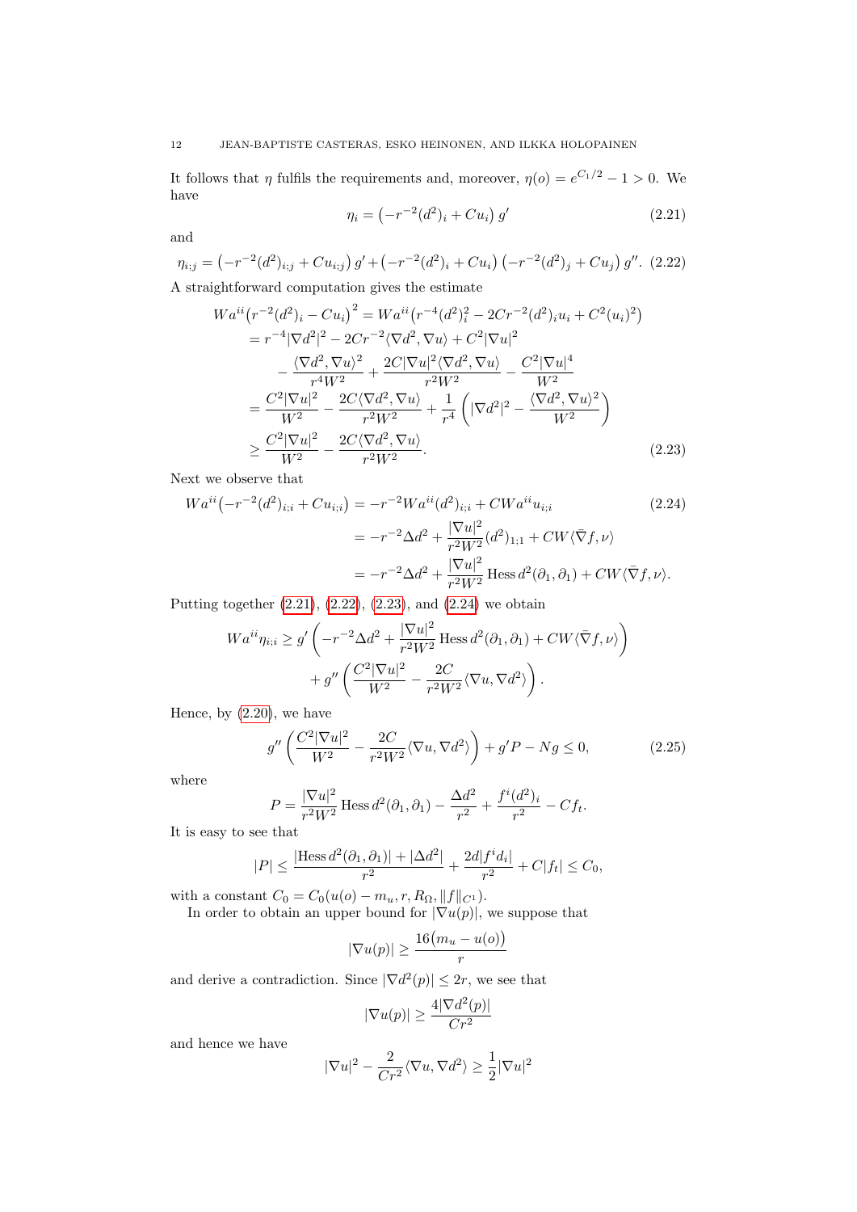It follows that $\eta$ fulfils the requirements and, moreover, $\eta(o) = e^{C_1/2} - 1 > 0$. We have

$$\eta_i = \left(-r^{-2}(d^2)_i + Cu_i\right) g' \tag{2.21}$$

and

$$\eta_{i;j} = \left(-r^{-2}(d^2)_{i;j} + Cu_{i;j}\right) g' + \left(-r^{-2}(d^2)_i + Cu_i\right)\left(-r^{-2}(d^2)_j + Cu_j\right) g''. \tag{2.22}$$

A straightforward computation gives the estimate

$$\begin{aligned}
Wa^{ii}\big(r^{-2}(d^2)_i - Cu_i\big)^2 &= Wa^{ii}\big(r^{-4}(d^2)_i^2 - 2Cr^{-2}(d^2)_i u_i + C^2(u_i)^2\big) \\
&= r^{-4}|\nabla d^2|^2 - 2Cr^{-2}\langle \nabla d^2, \nabla u\rangle + C^2|\nabla u|^2 \\
&\quad - \frac{\langle \nabla d^2, \nabla u\rangle^2}{r^4 W^2} + \frac{2C|\nabla u|^2\langle \nabla d^2, \nabla u\rangle}{r^2 W^2} - \frac{C^2|\nabla u|^4}{W^2} \\
&= \frac{C^2|\nabla u|^2}{W^2} - \frac{2C\langle \nabla d^2, \nabla u\rangle}{r^2 W^2} + \frac{1}{r^4}\left(|\nabla d^2|^2 - \frac{\langle \nabla d^2, \nabla u\rangle^2}{W^2}\right) \\
&\geq \frac{C^2|\nabla u|^2}{W^2} - \frac{2C\langle \nabla d^2, \nabla u\rangle}{r^2 W^2}.
\end{aligned} \tag{2.23}$$

Next we observe that

$$\begin{aligned}
Wa^{ii}\big(-r^{-2}(d^2)_{i;i} + Cu_{i;i}\big) &= -r^{-2}Wa^{ii}(d^2)_{i;i} + CWa^{ii}u_{i;i} \\
&= -r^{-2}\Delta d^2 + \frac{|\nabla u|^2}{r^2 W^2}(d^2)_{1;1} + CW\langle \bar\nabla f, \nu\rangle \\
&= -r^{-2}\Delta d^2 + \frac{|\nabla u|^2}{r^2 W^2}\operatorname{Hess} d^2(\partial_1, \partial_1) + CW\langle \bar\nabla f, \nu\rangle.
\end{aligned} \tag{2.24}$$

Putting together (2.21), (2.22), (2.23), and (2.24) we obtain

$$\begin{aligned}
Wa^{ii}\eta_{i;i} &\geq g'\left(-r^{-2}\Delta d^2 + \frac{|\nabla u|^2}{r^2 W^2}\operatorname{Hess} d^2(\partial_1, \partial_1) + CW\langle \bar\nabla f, \nu\rangle\right) \\
&\quad + g''\left(\frac{C^2|\nabla u|^2}{W^2} - \frac{2C}{r^2 W^2}\langle \nabla u, \nabla d^2\rangle\right).
\end{aligned}$$

Hence, by (2.20), we have

$$g''\left(\frac{C^2|\nabla u|^2}{W^2} - \frac{2C}{r^2 W^2}\langle \nabla u, \nabla d^2\rangle\right) + g'P - Ng \leq 0, \tag{2.25}$$

where

$$P = \frac{|\nabla u|^2}{r^2 W^2}\operatorname{Hess} d^2(\partial_1, \partial_1) - \frac{\Delta d^2}{r^2} + \frac{f^i(d^2)_i}{r^2} - Cf_t.$$

It is easy to see that

$$|P| \leq \frac{|\operatorname{Hess} d^2(\partial_1, \partial_1)| + |\Delta d^2|}{r^2} + \frac{2d|f^i d_i|}{r^2} + C|f_t| \leq C_0,$$

with a constant $C_0 = C_0(u(o) - m_u, r, R_\Omega, \|f\|_{C^1})$.

In order to obtain an upper bound for $|\nabla u(p)|$, we suppose that

$$|\nabla u(p)| \geq \frac{16\big(m_u - u(o)\big)}{r}$$

and derive a contradiction. Since $|\nabla d^2(p)| \leq 2r$, we see that

$$|\nabla u(p)| \geq \frac{4|\nabla d^2(p)|}{Cr^2}$$

and hence we have

$$|\nabla u|^2 - \frac{2}{Cr^2}\langle \nabla u, \nabla d^2\rangle \geq \frac{1}{2}|\nabla u|^2$$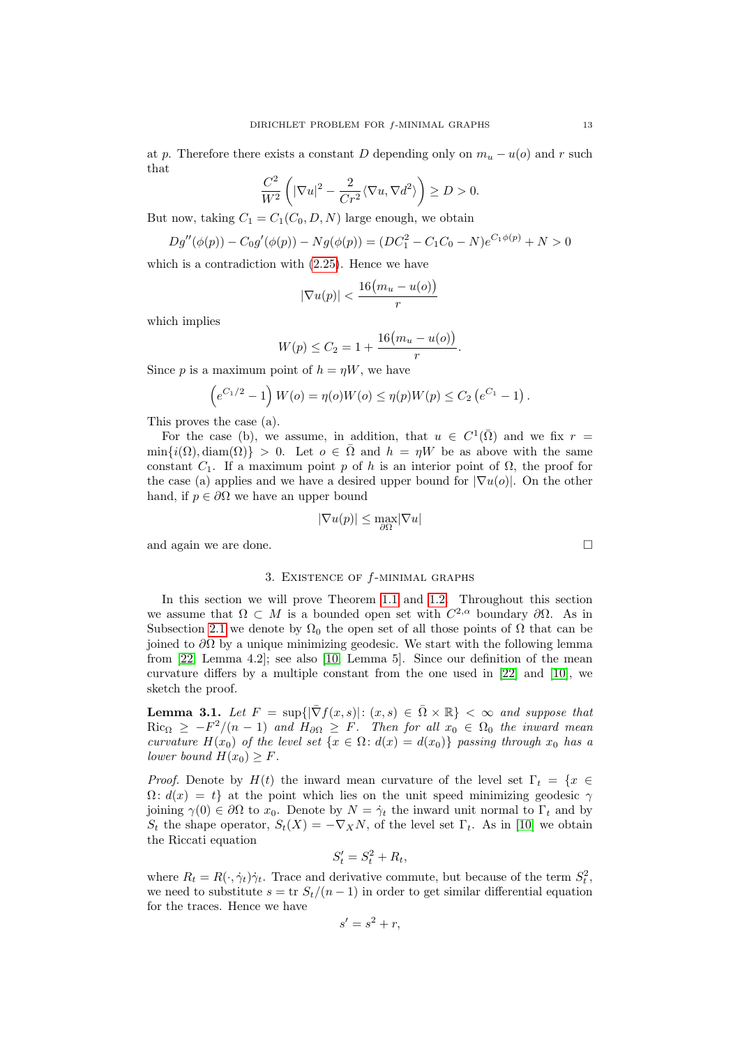at $p$. Therefore there exists a constant $D$ depending only on $m_u - u(o)$ and $r$ such that

$$\frac{C^2}{W^2}\left(|\nabla u|^2 - \frac{2}{Cr^2}\langle \nabla u, \nabla d^2\rangle\right) \geq D > 0.$$

But now, taking $C_1 = C_1(C_0, D, N)$ large enough, we obtain

$$Dg''(\phi(p)) - C_0 g'(\phi(p)) - Ng(\phi(p)) = (DC_1^2 - C_1C_0 - N)e^{C_1\phi(p)} + N > 0$$

which is a contradiction with (2.25). Hence we have

$$|\nabla u(p)| < \frac{16\big(m_u - u(o)\big)}{r}$$

which implies

$$W(p) \leq C_2 = 1 + \frac{16\big(m_u - u(o)\big)}{r}.$$

Since $p$ is a maximum point of $h = \eta W$, we have

$$\left(e^{C_1/2} - 1\right) W(o) = \eta(o)W(o) \leq \eta(p)W(p) \leq C_2\left(e^{C_1} - 1\right).$$

This proves the case (a).

For the case (b), we assume, in addition, that $u \in C^1(\bar\Omega)$ and we fix $r = \min\{i(\Omega), \operatorname{diam}(\Omega)\} > 0$. Let $o \in \bar\Omega$ and $h = \eta W$ be as above with the same constant $C_1$. If a maximum point $p$ of $h$ is an interior point of $\Omega$, the proof for the case (a) applies and we have a desired upper bound for $|\nabla u(o)|$. On the other hand, if $p \in \partial\Omega$ we have an upper bound

$$|\nabla u(p)| \leq \max_{\partial\Omega}|\nabla u|$$

and again we are done. □

## 3. Existence of $f$-minimal graphs

In this section we will prove Theorem 1.1 and 1.2. Throughout this section we assume that $\Omega \subset M$ is a bounded open set with $C^{2,\alpha}$ boundary $\partial\Omega$. As in Subsection 2.1 we denote by $\Omega_0$ the open set of all those points of $\Omega$ that can be joined to $\partial\Omega$ by a unique minimizing geodesic. We start with the following lemma from [22, Lemma 4.2]; see also [10, Lemma 5]. Since our definition of the mean curvature differs by a multiple constant from the one used in [22] and [10], we sketch the proof.

**Lemma 3.1.** *Let $F = \sup\{|\bar\nabla f(x,s)| \colon (x,s) \in \bar\Omega \times \mathbb{R}\} < \infty$ and suppose that $\operatorname{Ric}_\Omega \geq -F^2/(n-1)$ and $H_{\partial\Omega} \geq F$. Then for all $x_0 \in \Omega_0$ the inward mean curvature $H(x_0)$ of the level set $\{x \in \Omega \colon d(x) = d(x_0)\}$ passing through $x_0$ has a lower bound $H(x_0) \geq F$.*

*Proof.* Denote by $H(t)$ the inward mean curvature of the level set $\Gamma_t = \{x \in \Omega \colon d(x) = t\}$ at the point which lies on the unit speed minimizing geodesic $\gamma$ joining $\gamma(0) \in \partial\Omega$ to $x_0$. Denote by $N = \dot\gamma_t$ the inward unit normal to $\Gamma_t$ and by $S_t$ the shape operator, $S_t(X) = -\nabla_X N$, of the level set $\Gamma_t$. As in [10] we obtain the Riccati equation

$$S_t' = S_t^2 + R_t,$$

where $R_t = R(\cdot, \dot\gamma_t)\dot\gamma_t$. Trace and derivative commute, but because of the term $S_t^2$, we need to substitute $s = \operatorname{tr} S_t/(n-1)$ in order to get similar differential equation for the traces. Hence we have

$$s' = s^2 + r,$$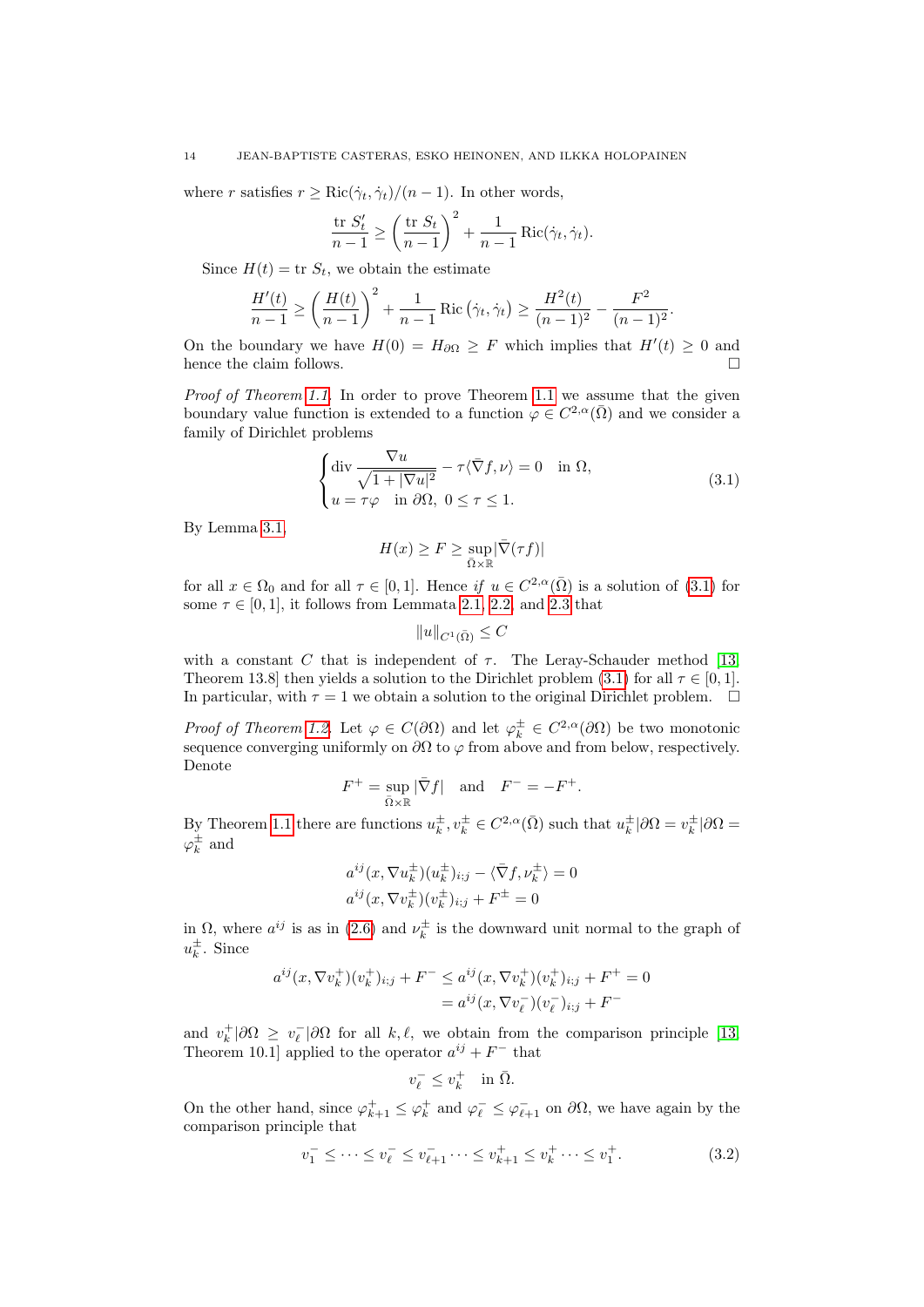where $r$ satisfies $r \geq \operatorname{Ric}(\dot\gamma_t, \dot\gamma_t)/(n-1)$. In other words,

$$\frac{\operatorname{tr} S_t'}{n-1} \geq \left(\frac{\operatorname{tr} S_t}{n-1}\right)^2 + \frac{1}{n-1}\operatorname{Ric}(\dot\gamma_t, \dot\gamma_t).$$

Since $H(t) = \operatorname{tr} S_t$, we obtain the estimate

$$\frac{H'(t)}{n-1} \geq \left(\frac{H(t)}{n-1}\right)^2 + \frac{1}{n-1}\operatorname{Ric}\left(\dot\gamma_t, \dot\gamma_t\right) \geq \frac{H^2(t)}{(n-1)^2} - \frac{F^2}{(n-1)^2}.$$

On the boundary we have $H(0) = H_{\partial\Omega} \geq F$ which implies that $H'(t) \geq 0$ and hence the claim follows. □

*Proof of Theorem 1.1.* In order to prove Theorem 1.1 we assume that the given boundary value function is extended to a function $\varphi \in C^{2,\alpha}(\bar\Omega)$ and we consider a family of Dirichlet problems

$$\begin{cases} \operatorname{div} \dfrac{\nabla u}{\sqrt{1+|\nabla u|^2}} - \tau\langle \bar\nabla f, \nu\rangle = 0 & \text{in } \Omega, \\ u = \tau\varphi \quad \text{in } \partial\Omega,\ 0 \leq \tau \leq 1. \end{cases} \tag{3.1}$$

By Lemma 3.1,

$$H(x) \geq F \geq \sup_{\bar\Omega\times\mathbb{R}} |\bar\nabla(\tau f)|$$

for all $x \in \Omega_0$ and for all $\tau \in [0,1]$. Hence *if* $u \in C^{2,\alpha}(\bar\Omega)$ is a solution of (3.1) for some $\tau \in [0,1]$, it follows from Lemmata 2.1, 2.2, and 2.3 that

$$\|u\|_{C^1(\bar\Omega)} \leq C$$

with a constant $C$ that is independent of $\tau$. The Leray-Schauder method [13, Theorem 13.8] then yields a solution to the Dirichlet problem (3.1) for all $\tau \in [0,1]$. In particular, with $\tau = 1$ we obtain a solution to the original Dirichlet problem. □

*Proof of Theorem 1.2.* Let $\varphi \in C(\partial\Omega)$ and let $\varphi_k^{\pm} \in C^{2,\alpha}(\partial\Omega)$ be two monotonic sequence converging uniformly on $\partial\Omega$ to $\varphi$ from above and from below, respectively. Denote

$$F^+ = \sup_{\bar\Omega\times\mathbb{R}} |\bar\nabla f| \quad \text{and} \quad F^- = -F^+.$$

By Theorem 1.1 there are functions $u_k^{\pm}, v_k^{\pm} \in C^{2,\alpha}(\bar\Omega)$ such that $u_k^{\pm}|\partial\Omega = v_k^{\pm}|\partial\Omega = \varphi_k^{\pm}$ and

$$\begin{aligned} &a^{ij}(x, \nabla u_k^{\pm})(u_k^{\pm})_{i;j} - \langle \bar\nabla f, \nu_k^{\pm}\rangle = 0 \\ &a^{ij}(x, \nabla v_k^{\pm})(v_k^{\pm})_{i;j} + F^{\pm} = 0 \end{aligned}$$

in $\Omega$, where $a^{ij}$ is as in (2.6) and $\nu_k^{\pm}$ is the downward unit normal to the graph of $u_k^{\pm}$. Since

$$\begin{aligned} a^{ij}(x, \nabla v_k^{+})(v_k^{+})_{i;j} + F^- &\leq a^{ij}(x, \nabla v_k^{+})(v_k^{+})_{i;j} + F^+ = 0 \\ &= a^{ij}(x, \nabla v_\ell^{-})(v_\ell^{-})_{i;j} + F^- \end{aligned}$$

and $v_k^+|\partial\Omega \geq v_\ell^-|\partial\Omega$ for all $k, \ell$, we obtain from the comparison principle [13, Theorem 10.1] applied to the operator $a^{ij} + F^-$ that

$$v_\ell^- \leq v_k^+ \quad \text{in } \bar\Omega.$$

On the other hand, since $\varphi_{k+1}^+ \leq \varphi_k^+$ and $\varphi_\ell^- \leq \varphi_{\ell+1}^-$ on $\partial\Omega$, we have again by the comparison principle that

$$v_1^- \leq \cdots \leq v_\ell^- \leq v_{\ell+1}^- \cdots \leq v_{k+1}^+ \leq v_k^+ \cdots \leq v_1^+. \tag{3.2}$$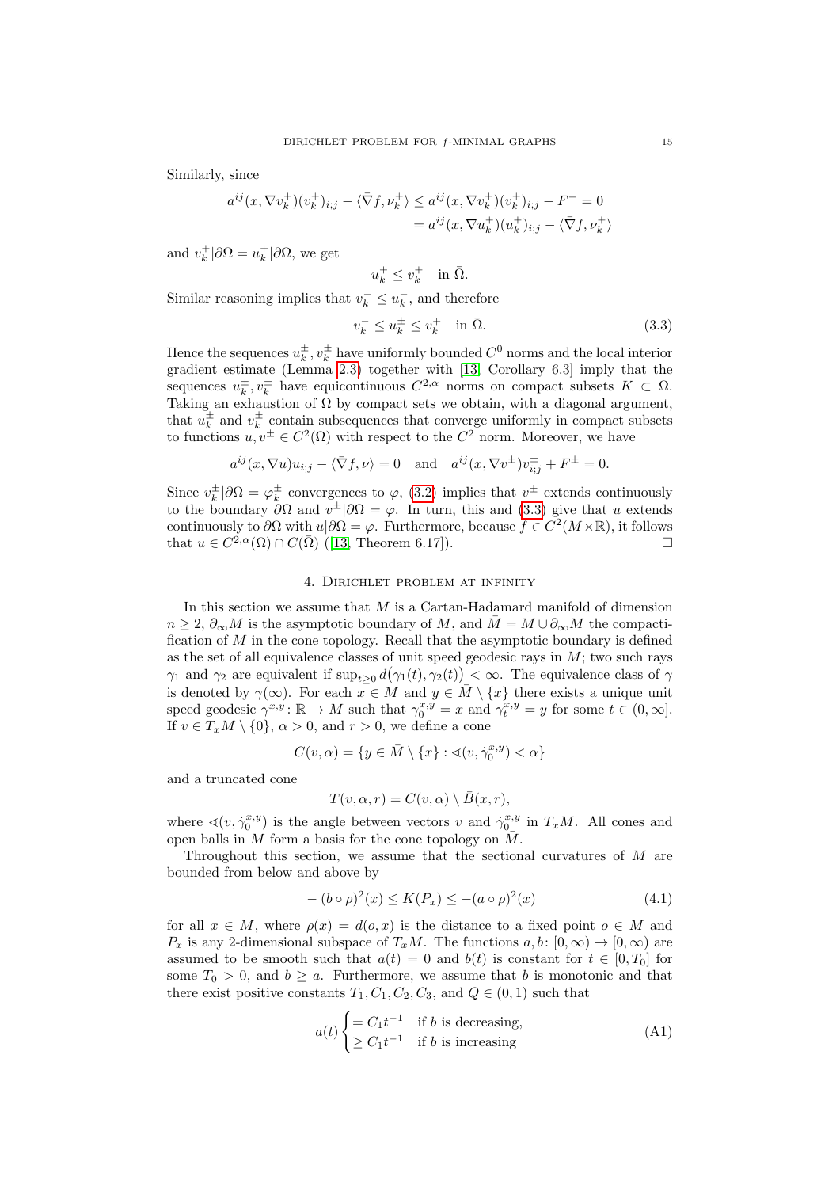Similarly, since

$$
\begin{aligned}
a^{ij}(x,\nabla v_k^+)(v_k^+)_{i;j} - \langle \bar\nabla f, \nu_k^+\rangle &\le a^{ij}(x,\nabla v_k^+)(v_k^+)_{i;j} - F^- = 0\\
&= a^{ij}(x,\nabla u_k^+)(u_k^+)_{i;j} - \langle \bar\nabla f, \nu_k^+\rangle
\end{aligned}
$$

and $v_k^+|\partial\Omega = u_k^+|\partial\Omega$, we get

$$
u_k^+ \le v_k^+ \quad \text{in } \bar\Omega.
$$

Similar reasoning implies that $v_k^- \le u_k^-$, and therefore

$$
v_k^- \le u_k^\pm \le v_k^+ \quad \text{in } \bar\Omega. \tag{3.3}
$$

Hence the sequences $u_k^\pm, v_k^\pm$ have uniformly bounded $C^0$ norms and the local interior gradient estimate (Lemma 2.3) together with [13, Corollary 6.3] imply that the sequences $u_k^\pm, v_k^\pm$ have equicontinuous $C^{2,\alpha}$ norms on compact subsets $K \subset \Omega$. Taking an exhaustion of $\Omega$ by compact sets we obtain, with a diagonal argument, that $u_k^\pm$ and $v_k^\pm$ contain subsequences that converge uniformly in compact subsets to functions $u, v^\pm \in C^2(\Omega)$ with respect to the $C^2$ norm. Moreover, we have

$$
a^{ij}(x,\nabla u)u_{i;j} - \langle \bar\nabla f, \nu\rangle = 0 \quad \text{and} \quad a^{ij}(x,\nabla v^\pm)v^\pm_{i;j} + F^\pm = 0.
$$

Since $v_k^\pm|\partial\Omega = \varphi_k^\pm$ convergences to $\varphi$, (3.2) implies that $v^\pm$ extends continuously to the boundary $\partial\Omega$ and $v^\pm|\partial\Omega = \varphi$. In turn, this and (3.3) give that $u$ extends continuously to $\partial\Omega$ with $u|\partial\Omega = \varphi$. Furthermore, because $f \in C^2(M\times\mathbb{R})$, it follows that $u \in C^{2,\alpha}(\Omega)\cap C(\bar\Omega)$ ([13, Theorem 6.17]). $\square$

## 4. Dirichlet problem at infinity

In this section we assume that $M$ is a Cartan-Hadamard manifold of dimension $n \ge 2$, $\partial_\infty M$ is the asymptotic boundary of $M$, and $\bar M = M \cup \partial_\infty M$ the compactification of $M$ in the cone topology. Recall that the asymptotic boundary is defined as the set of all equivalence classes of unit speed geodesic rays in $M$; two such rays $\gamma_1$ and $\gamma_2$ are equivalent if $\sup_{t\ge 0} d\big(\gamma_1(t),\gamma_2(t)\big) < \infty$. The equivalence class of $\gamma$ is denoted by $\gamma(\infty)$. For each $x \in M$ and $y \in \bar M \setminus \{x\}$ there exists a unique unit speed geodesic $\gamma^{x,y}\colon \mathbb{R} \to M$ such that $\gamma_0^{x,y} = x$ and $\gamma_t^{x,y} = y$ for some $t \in (0,\infty]$. If $v \in T_xM \setminus \{0\}$, $\alpha > 0$, and $r > 0$, we define a cone

$$
C(v,\alpha) = \{y \in \bar M \setminus \{x\} : \sphericalangle(v, \dot\gamma_0^{x,y}) < \alpha\}
$$

and a truncated cone

$$
T(v,\alpha,r) = C(v,\alpha) \setminus \bar B(x,r),
$$

where $\sphericalangle(v,\dot\gamma_0^{x,y})$ is the angle between vectors $v$ and $\dot\gamma_0^{x,y}$ in $T_xM$. All cones and open balls in $M$ form a basis for the cone topology on $\bar M$.

Throughout this section, we assume that the sectional curvatures of $M$ are bounded from below and above by

$$
-(b\circ\rho)^2(x) \le K(P_x) \le -(a\circ\rho)^2(x) \tag{4.1}
$$

for all $x \in M$, where $\rho(x) = d(o,x)$ is the distance to a fixed point $o \in M$ and $P_x$ is any 2-dimensional subspace of $T_xM$. The functions $a, b\colon [0,\infty) \to [0,\infty)$ are assumed to be smooth such that $a(t) = 0$ and $b(t)$ is constant for $t \in [0, T_0]$ for some $T_0 > 0$, and $b \ge a$. Furthermore, we assume that $b$ is monotonic and that there exist positive constants $T_1, C_1, C_2, C_3$, and $Q \in (0,1)$ such that

$$
a(t)\begin{cases} = C_1 t^{-1} & \text{if } b \text{ is decreasing,}\\ \ge C_1 t^{-1} & \text{if } b \text{ is increasing}\end{cases} \tag{A1}
$$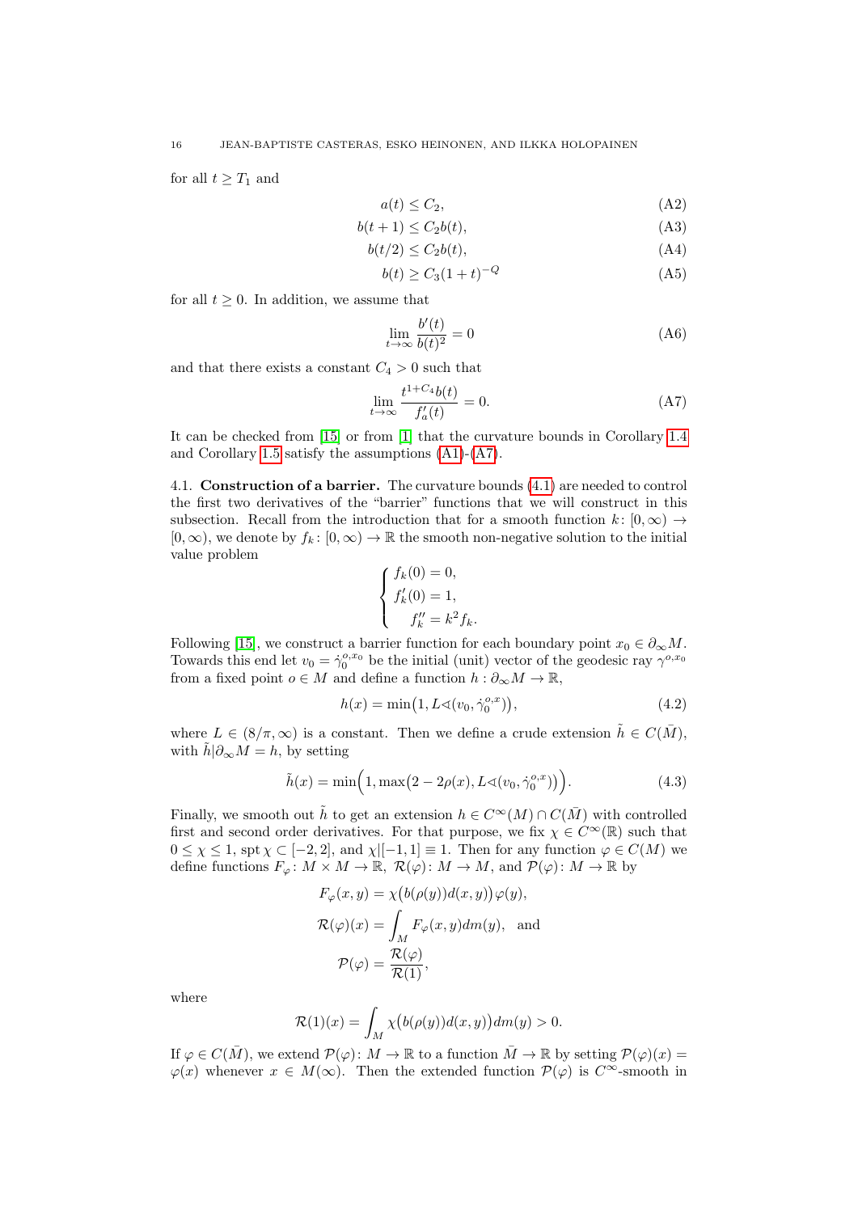for all $t \geq T_1$ and

$$a(t) \leq C_2, \tag{A2}$$

$$b(t+1) \leq C_2 b(t), \tag{A3}$$

$$b(t/2) \leq C_2 b(t), \tag{A4}$$

$$b(t) \geq C_3 (1+t)^{-Q} \tag{A5}$$

for all $t \geq 0$. In addition, we assume that

$$\lim_{t\to\infty} \frac{b'(t)}{b(t)^2} = 0 \tag{A6}$$

and that there exists a constant $C_4 > 0$ such that

$$\lim_{t\to\infty} \frac{t^{1+C_4} b(t)}{f_a'(t)} = 0. \tag{A7}$$

It can be checked from [15] or from [1] that the curvature bounds in Corollary 1.4 and Corollary 1.5 satisfy the assumptions (A1)-(A7).

4.1. **Construction of a barrier.** The curvature bounds (4.1) are needed to control the first two derivatives of the "barrier" functions that we will construct in this subsection. Recall from the introduction that for a smooth function $k\colon [0,\infty) \to [0,\infty)$, we denote by $f_k\colon [0,\infty) \to \mathbb{R}$ the smooth non-negative solution to the initial value problem

$$\begin{cases} f_k(0) = 0, \\ f_k'(0) = 1, \\ \quad f_k'' = k^2 f_k. \end{cases}$$

Following [15], we construct a barrier function for each boundary point $x_0 \in \partial_\infty M$. Towards this end let $v_0 = \dot\gamma_0^{o,x_0}$ be the initial (unit) vector of the geodesic ray $\gamma^{o,x_0}$ from a fixed point $o \in M$ and define a function $h\colon \partial_\infty M \to \mathbb{R}$,

$$h(x) = \min\big(1, L\sphericalangle(v_0, \dot\gamma_0^{o,x})\big), \tag{4.2}$$

where $L \in (8/\pi, \infty)$ is a constant. Then we define a crude extension $\tilde h \in C(\bar M)$, with $\tilde h|\partial_\infty M = h$, by setting

$$\tilde h(x) = \min\Big(1, \max\big(2 - 2\rho(x), L\sphericalangle(v_0, \dot\gamma_0^{o,x})\big)\Big). \tag{4.3}$$

Finally, we smooth out $\tilde h$ to get an extension $h \in C^\infty(M) \cap C(\bar M)$ with controlled first and second order derivatives. For that purpose, we fix $\chi \in C^\infty(\mathbb{R})$ such that $0 \leq \chi \leq 1$, $\operatorname{spt}\chi \subset [-2,2]$, and $\chi|[-1,1] \equiv 1$. Then for any function $\varphi \in C(M)$ we define functions $F_\varphi\colon M \times M \to \mathbb{R}$, $\mathcal{R}(\varphi)\colon M \to M$, and $\mathcal{P}(\varphi)\colon M \to \mathbb{R}$ by

$$F_\varphi(x,y) = \chi\big(b(\rho(y))d(x,y)\big)\varphi(y),$$

$$\mathcal{R}(\varphi)(x) = \int_M F_\varphi(x,y)dm(y), \quad \text{and}$$

$$\mathcal{P}(\varphi) = \frac{\mathcal{R}(\varphi)}{\mathcal{R}(1)},$$

where

$$\mathcal{R}(1)(x) = \int_M \chi\big(b(\rho(y))d(x,y)\big)dm(y) > 0.$$

If $\varphi \in C(\bar M)$, we extend $\mathcal{P}(\varphi)\colon M \to \mathbb{R}$ to a function $\bar M \to \mathbb{R}$ by setting $\mathcal{P}(\varphi)(x) = \varphi(x)$ whenever $x \in M(\infty)$. Then the extended function $\mathcal{P}(\varphi)$ is $C^\infty$-smooth in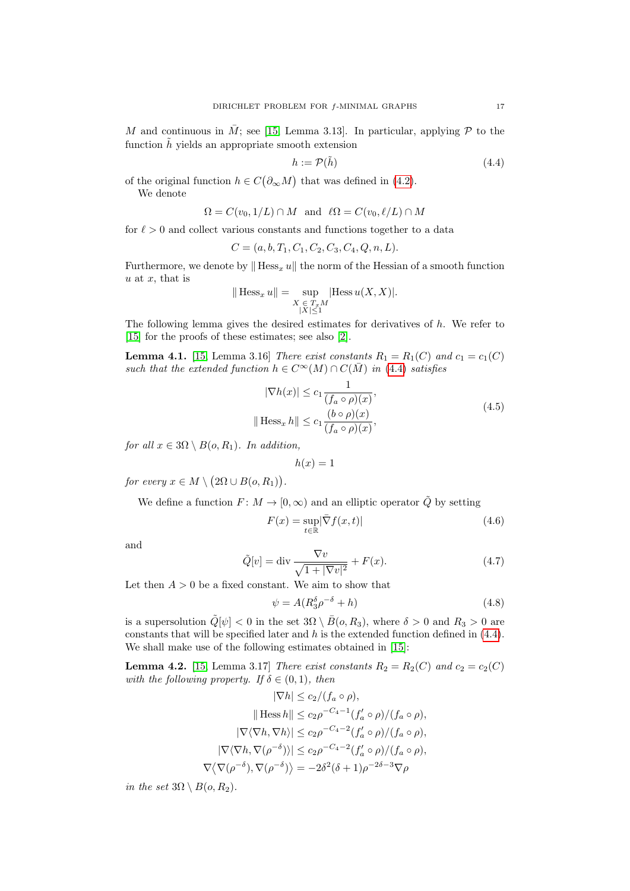$M$ and continuous in $\bar{M}$; see [15, Lemma 3.13]. In particular, applying $\mathcal{P}$ to the function $\tilde{h}$ yields an appropriate smooth extension

$$h := \mathcal{P}(\tilde{h}) \tag{4.4}$$

of the original function $h \in C(\partial_\infty M)$ that was defined in (4.2).

We denote

$$\Omega = C(v_0, 1/L) \cap M \quad \text{and} \quad \ell\Omega = C(v_0, \ell/L) \cap M$$

for $\ell > 0$ and collect various constants and functions together to a data

$$C = (a, b, T_1, C_1, C_2, C_3, C_4, Q, n, L).$$

Furthermore, we denote by $\| \operatorname{Hess}_x u\|$ the norm of the Hessian of a smooth function $u$ at $x$, that is

$$\| \operatorname{Hess}_x u\| = \sup_{\substack{X \in T_x M \\ |X| \le 1}} |\operatorname{Hess} u(X, X)|.$$

The following lemma gives the desired estimates for derivatives of $h$. We refer to [15] for the proofs of these estimates; see also [2].

**Lemma 4.1.** [15, Lemma 3.16] *There exist constants $R_1 = R_1(C)$ and $c_1 = c_1(C)$ such that the extended function $h \in C^\infty(M) \cap C(\bar{M})$ in (4.4) satisfies*

$$\begin{aligned} |\nabla h(x)| &\le c_1 \frac{1}{(f_a \circ \rho)(x)}, \\ \| \operatorname{Hess}_x h\| &\le c_1 \frac{(b \circ \rho)(x)}{(f_a \circ \rho)(x)}, \end{aligned} \tag{4.5}$$

*for all $x \in 3\Omega \setminus B(o, R_1)$. In addition,*

$$h(x) = 1$$

*for every $x \in M \setminus \big(2\Omega \cup B(o, R_1)\big)$.*

We define a function $F \colon M \to [0, \infty)$ and an elliptic operator $\tilde{Q}$ by setting

$$F(x) = \sup_{t \in \mathbb{R}} |\bar{\nabla} f(x, t)| \tag{4.6}$$

and

$$\tilde{Q}[v] = \operatorname{div} \frac{\nabla v}{\sqrt{1 + |\nabla v|^2}} + F(x). \tag{4.7}$$

Let then $A > 0$ be a fixed constant. We aim to show that

$$\psi = A(R_3^\delta \rho^{-\delta} + h) \tag{4.8}$$

is a supersolution $\tilde{Q}[\psi] < 0$ in the set $3\Omega \setminus \bar{B}(o, R_3)$, where $\delta > 0$ and $R_3 > 0$ are constants that will be specified later and $h$ is the extended function defined in (4.4). We shall make use of the following estimates obtained in [15]:

**Lemma 4.2.** [15, Lemma 3.17] *There exist constants $R_2 = R_2(C)$ and $c_2 = c_2(C)$ with the following property. If $\delta \in (0, 1)$, then*

$$\begin{aligned} |\nabla h| &\le c_2 / (f_a \circ \rho), \\ \| \operatorname{Hess} h\| &\le c_2 \rho^{-C_4 - 1} (f_a' \circ \rho)/(f_a \circ \rho), \\ |\nabla \langle \nabla h, \nabla h \rangle| &\le c_2 \rho^{-C_4 - 2} (f_a' \circ \rho)/(f_a \circ \rho), \\ |\nabla \langle \nabla h, \nabla (\rho^{-\delta}) \rangle| &\le c_2 \rho^{-C_4 - 2} (f_a' \circ \rho)/(f_a \circ \rho), \\ \nabla \big\langle \nabla (\rho^{-\delta}), \nabla (\rho^{-\delta}) \big\rangle &= -2\delta^2 (\delta + 1) \rho^{-2\delta - 3} \nabla \rho \end{aligned}$$

*in the set $3\Omega \setminus B(o, R_2)$.*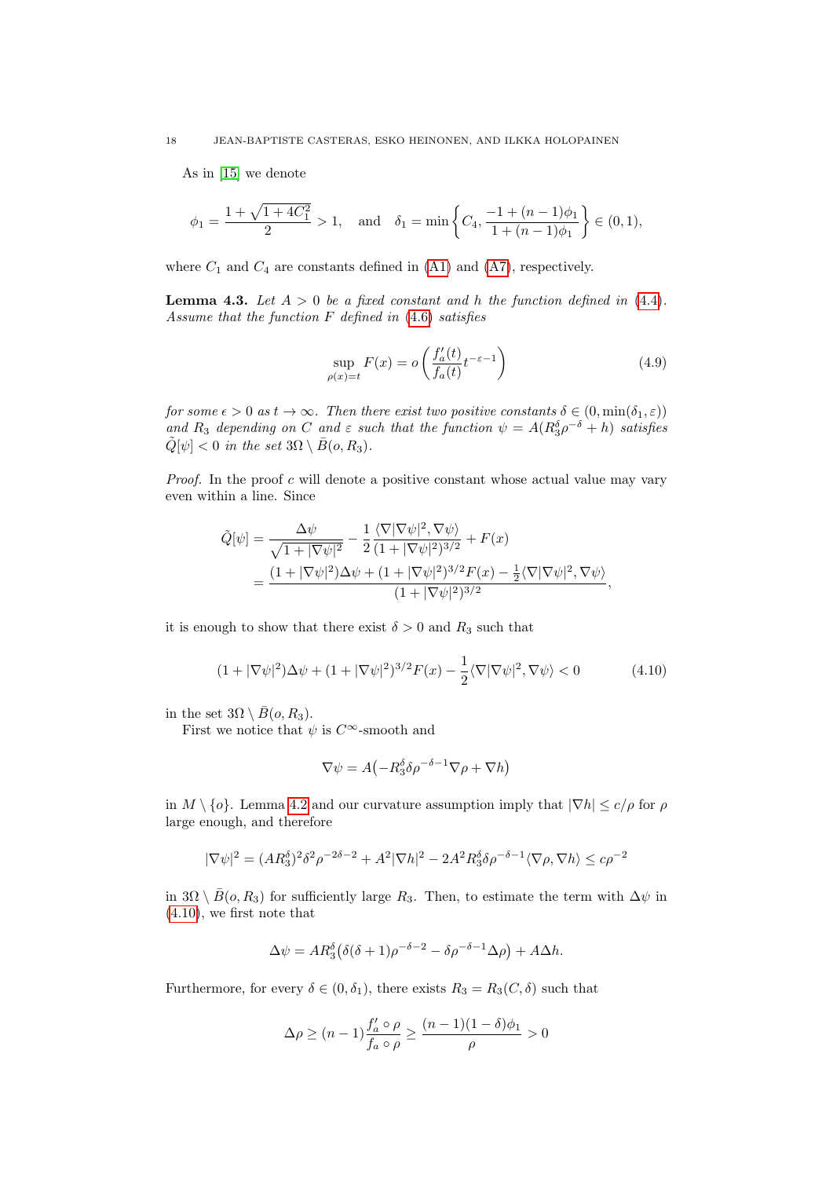As in [15] we denote

$$\phi_1 = \frac{1+\sqrt{1+4C_1^2}}{2} > 1, \quad \text{and} \quad \delta_1 = \min\left\{C_4, \frac{-1+(n-1)\phi_1}{1+(n-1)\phi_1}\right\} \in (0,1),$$

where $C_1$ and $C_4$ are constants defined in (A1) and (A7), respectively.

**Lemma 4.3.** *Let $A>0$ be a fixed constant and $h$ the function defined in (4.4). Assume that the function $F$ defined in (4.6) satisfies*

$$\sup_{\rho(x)=t} F(x) = o\left(\frac{f_a'(t)}{f_a(t)} t^{-\varepsilon-1}\right) \tag{4.9}$$

*for some $\epsilon>0$ as $t\to\infty$. Then there exist two positive constants $\delta\in(0,\min(\delta_1,\varepsilon))$ and $R_3$ depending on $C$ and $\varepsilon$ such that the function $\psi = A(R_3^\delta \rho^{-\delta} + h)$ satisfies $\tilde{Q}[\psi]<0$ in the set $3\Omega\setminus \bar{B}(o,R_3)$.*

*Proof.* In the proof $c$ will denote a positive constant whose actual value may vary even within a line. Since

$$\begin{aligned}
\tilde{Q}[\psi] &= \frac{\Delta\psi}{\sqrt{1+|\nabla\psi|^2}} - \frac{1}{2}\frac{\langle\nabla|\nabla\psi|^2,\nabla\psi\rangle}{(1+|\nabla\psi|^2)^{3/2}} + F(x) \\
&= \frac{(1+|\nabla\psi|^2)\Delta\psi + (1+|\nabla\psi|^2)^{3/2}F(x) - \frac{1}{2}\langle\nabla|\nabla\psi|^2,\nabla\psi\rangle}{(1+|\nabla\psi|^2)^{3/2}},
\end{aligned}$$

it is enough to show that there exist $\delta>0$ and $R_3$ such that

$$(1+|\nabla\psi|^2)\Delta\psi + (1+|\nabla\psi|^2)^{3/2}F(x) - \frac{1}{2}\langle\nabla|\nabla\psi|^2,\nabla\psi\rangle < 0 \tag{4.10}$$

in the set $3\Omega\setminus\bar{B}(o,R_3)$.

First we notice that $\psi$ is $C^\infty$-smooth and

$$\nabla\psi = A\big(-R_3^\delta \delta\rho^{-\delta-1}\nabla\rho + \nabla h\big)$$

in $M\setminus\{o\}$. Lemma 4.2 and our curvature assumption imply that $|\nabla h|\le c/\rho$ for $\rho$ large enough, and therefore

$$|\nabla\psi|^2 = (AR_3^\delta)^2\delta^2\rho^{-2\delta-2} + A^2|\nabla h|^2 - 2A^2R_3^\delta\delta\rho^{-\delta-1}\langle\nabla\rho,\nabla h\rangle \le c\rho^{-2}$$

in $3\Omega\setminus\bar{B}(o,R_3)$ for sufficiently large $R_3$. Then, to estimate the term with $\Delta\psi$ in (4.10), we first note that

$$\Delta\psi = AR_3^\delta\big(\delta(\delta+1)\rho^{-\delta-2} - \delta\rho^{-\delta-1}\Delta\rho\big) + A\Delta h.$$

Furthermore, for every $\delta\in(0,\delta_1)$, there exists $R_3 = R_3(C,\delta)$ such that

$$\Delta\rho \ge (n-1)\frac{f_a'\circ\rho}{f_a\circ\rho} \ge \frac{(n-1)(1-\delta)\phi_1}{\rho} > 0$$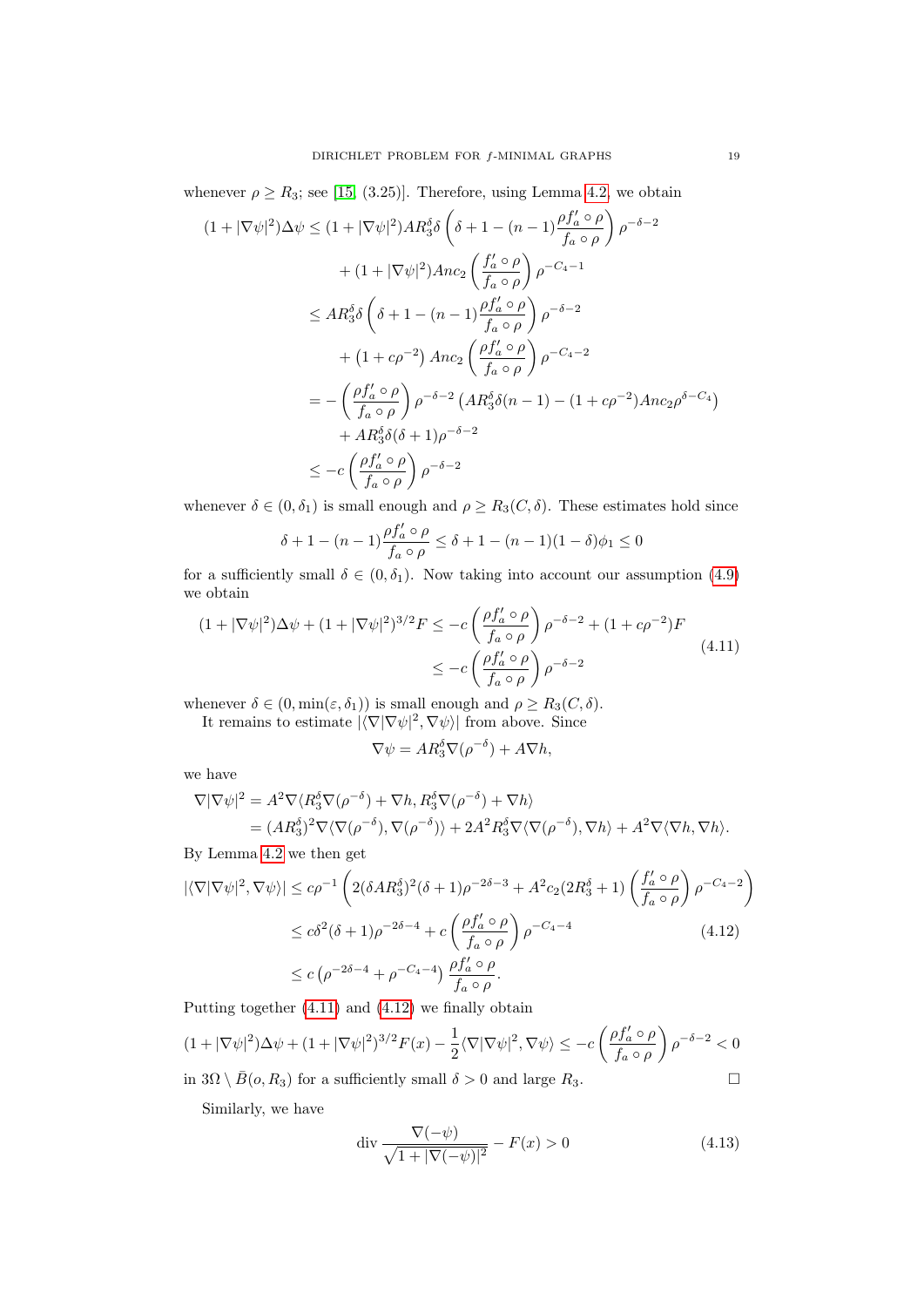whenever $\rho \geq R_3$; see [15, (3.25)]. Therefore, using Lemma 4.2, we obtain

$$
\begin{aligned}
(1+|\nabla\psi|^2)\Delta\psi &\leq (1+|\nabla\psi|^2)AR_3^\delta\delta\left(\delta+1-(n-1)\frac{\rho f_a'\circ\rho}{f_a\circ\rho}\right)\rho^{-\delta-2} \\
&\quad + (1+|\nabla\psi|^2)Anc_2\left(\frac{f_a'\circ\rho}{f_a\circ\rho}\right)\rho^{-C_4-1} \\
&\leq AR_3^\delta\delta\left(\delta+1-(n-1)\frac{\rho f_a'\circ\rho}{f_a\circ\rho}\right)\rho^{-\delta-2} \\
&\quad + \left(1+c\rho^{-2}\right)Anc_2\left(\frac{\rho f_a'\circ\rho}{f_a\circ\rho}\right)\rho^{-C_4-2} \\
&= -\left(\frac{\rho f_a'\circ\rho}{f_a\circ\rho}\right)\rho^{-\delta-2}\left(AR_3^\delta\delta(n-1)-(1+c\rho^{-2})Anc_2\rho^{\delta-C_4}\right) \\
&\quad + AR_3^\delta\delta(\delta+1)\rho^{-\delta-2} \\
&\leq -c\left(\frac{\rho f_a'\circ\rho}{f_a\circ\rho}\right)\rho^{-\delta-2}
\end{aligned}
$$

whenever $\delta\in(0,\delta_1)$ is small enough and $\rho\geq R_3(C,\delta)$. These estimates hold since

$$
\delta+1-(n-1)\frac{\rho f_a'\circ\rho}{f_a\circ\rho}\leq\delta+1-(n-1)(1-\delta)\phi_1\leq 0
$$

for a sufficiently small $\delta\in(0,\delta_1)$. Now taking into account our assumption (4.9) we obtain

$$
\begin{aligned}
(1+|\nabla\psi|^2)\Delta\psi+(1+|\nabla\psi|^2)^{3/2}F &\leq -c\left(\frac{\rho f_a'\circ\rho}{f_a\circ\rho}\right)\rho^{-\delta-2}+(1+c\rho^{-2})F \\
&\leq -c\left(\frac{\rho f_a'\circ\rho}{f_a\circ\rho}\right)\rho^{-\delta-2}
\end{aligned}
\tag{4.11}
$$

whenever $\delta\in(0,\min(\varepsilon,\delta_1))$ is small enough and $\rho\geq R_3(C,\delta)$.

It remains to estimate $|\langle\nabla|\nabla\psi|^2,\nabla\psi\rangle|$ from above. Since

$$
\nabla\psi=AR_3^\delta\nabla(\rho^{-\delta})+A\nabla h,
$$

we have

$$
\begin{aligned}
\nabla|\nabla\psi|^2 &= A^2\nabla\langle R_3^\delta\nabla(\rho^{-\delta})+\nabla h,R_3^\delta\nabla(\rho^{-\delta})+\nabla h\rangle \\
&= (AR_3^\delta)^2\nabla\langle\nabla(\rho^{-\delta}),\nabla(\rho^{-\delta})\rangle+2A^2R_3^\delta\nabla\langle\nabla(\rho^{-\delta}),\nabla h\rangle+A^2\nabla\langle\nabla h,\nabla h\rangle.
\end{aligned}
$$

By Lemma 4.2 we then get

$$
\begin{aligned}
|\langle\nabla|\nabla\psi|^2,\nabla\psi\rangle| &\leq c\rho^{-1}\left(2(\delta AR_3^\delta)^2(\delta+1)\rho^{-2\delta-3}+A^2c_2(2R_3^\delta+1)\left(\frac{f_a'\circ\rho}{f_a\circ\rho}\right)\rho^{-C_4-2}\right) \\
&\leq c\delta^2(\delta+1)\rho^{-2\delta-4}+c\left(\frac{\rho f_a'\circ\rho}{f_a\circ\rho}\right)\rho^{-C_4-4} \\
&\leq c\left(\rho^{-2\delta-4}+\rho^{-C_4-4}\right)\frac{\rho f_a'\circ\rho}{f_a\circ\rho}.
\end{aligned}
\tag{4.12}
$$

Putting together (4.11) and (4.12) we finally obtain

$$
(1+|\nabla\psi|^2)\Delta\psi+(1+|\nabla\psi|^2)^{3/2}F(x)-\frac{1}{2}\langle\nabla|\nabla\psi|^2,\nabla\psi\rangle\leq -c\left(\frac{\rho f_a'\circ\rho}{f_a\circ\rho}\right)\rho^{-\delta-2}<0
$$

in $3\Omega\setminus\bar{B}(o,R_3)$ for a sufficiently small $\delta>0$ and large $R_3$. □

Similarly, we have

$$
\operatorname{div}\frac{\nabla(-\psi)}{\sqrt{1+|\nabla(-\psi)|^2}}-F(x)>0 \tag{4.13}
$$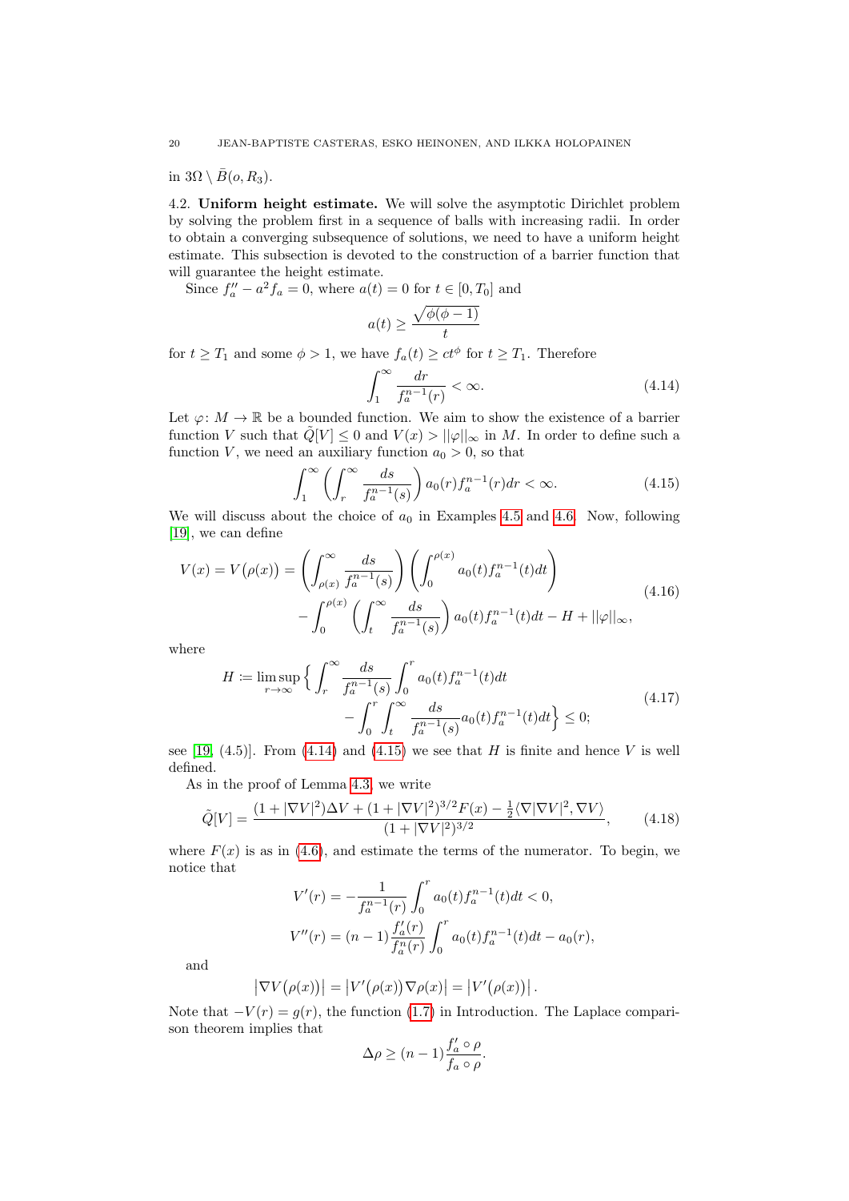in $3\Omega \setminus \bar{B}(o, R_3)$.

**4.2. Uniform height estimate.** We will solve the asymptotic Dirichlet problem by solving the problem first in a sequence of balls with increasing radii. In order to obtain a converging subsequence of solutions, we need to have a uniform height estimate. This subsection is devoted to the construction of a barrier function that will guarantee the height estimate.

Since $f_a'' - a^2 f_a = 0$, where $a(t) = 0$ for $t \in [0, T_0]$ and

$$a(t) \geq \frac{\sqrt{\phi(\phi - 1)}}{t}$$

for $t \geq T_1$ and some $\phi > 1$, we have $f_a(t) \geq ct^\phi$ for $t \geq T_1$. Therefore

$$\int_1^\infty \frac{dr}{f_a^{n-1}(r)} < \infty. \tag{4.14}$$

Let $\varphi \colon M \to \mathbb{R}$ be a bounded function. We aim to show the existence of a barrier function $V$ such that $\tilde{Q}[V] \leq 0$ and $V(x) > ||\varphi||_\infty$ in $M$. In order to define such a function $V$, we need an auxiliary function $a_0 > 0$, so that

$$\int_1^\infty \left( \int_r^\infty \frac{ds}{f_a^{n-1}(s)} \right) a_0(r) f_a^{n-1}(r) dr < \infty. \tag{4.15}$$

We will discuss about the choice of $a_0$ in Examples 4.5 and 4.6. Now, following [19], we can define

$$\begin{aligned} V(x) = V\big(\rho(x)\big) = &\left( \int_{\rho(x)}^\infty \frac{ds}{f_a^{n-1}(s)} \right) \left( \int_0^{\rho(x)} a_0(t) f_a^{n-1}(t) dt \right) \\ &- \int_0^{\rho(x)} \left( \int_t^\infty \frac{ds}{f_a^{n-1}(s)} \right) a_0(t) f_a^{n-1}(t) dt - H + ||\varphi||_\infty, \end{aligned} \tag{4.16}$$

where

$$\begin{aligned} H := \limsup_{r \to \infty} \Big\{ &\int_r^\infty \frac{ds}{f_a^{n-1}(s)} \int_0^r a_0(t) f_a^{n-1}(t) dt \\ &- \int_0^r \int_t^\infty \frac{ds}{f_a^{n-1}(s)} a_0(t) f_a^{n-1}(t) dt \Big\} \leq 0; \end{aligned} \tag{4.17}$$

see [19, (4.5)]. From (4.14) and (4.15) we see that $H$ is finite and hence $V$ is well defined.

As in the proof of Lemma 4.3, we write

$$\tilde{Q}[V] = \frac{(1 + |\nabla V|^2)\Delta V + (1 + |\nabla V|^2)^{3/2} F(x) - \frac{1}{2}\langle \nabla |\nabla V|^2, \nabla V \rangle}{(1 + |\nabla V|^2)^{3/2}}, \tag{4.18}$$

where $F(x)$ is as in (4.6), and estimate the terms of the numerator. To begin, we notice that

$$\begin{aligned} V'(r) &= -\frac{1}{f_a^{n-1}(r)} \int_0^r a_0(t) f_a^{n-1}(t) dt < 0, \\ V''(r) &= (n-1)\frac{f_a'(r)}{f_a^n(r)} \int_0^r a_0(t) f_a^{n-1}(t) dt - a_0(r), \end{aligned}$$

and

$$\big|\nabla V\big(\rho(x)\big)\big| = \big|V'\big(\rho(x)\big)\nabla\rho(x)\big| = \big|V'\big(\rho(x)\big)\big|.$$

Note that $-V(r) = g(r)$, the function (1.7) in Introduction. The Laplace comparison theorem implies that

$$\Delta\rho \geq (n-1)\frac{f_a' \circ \rho}{f_a \circ \rho}.$$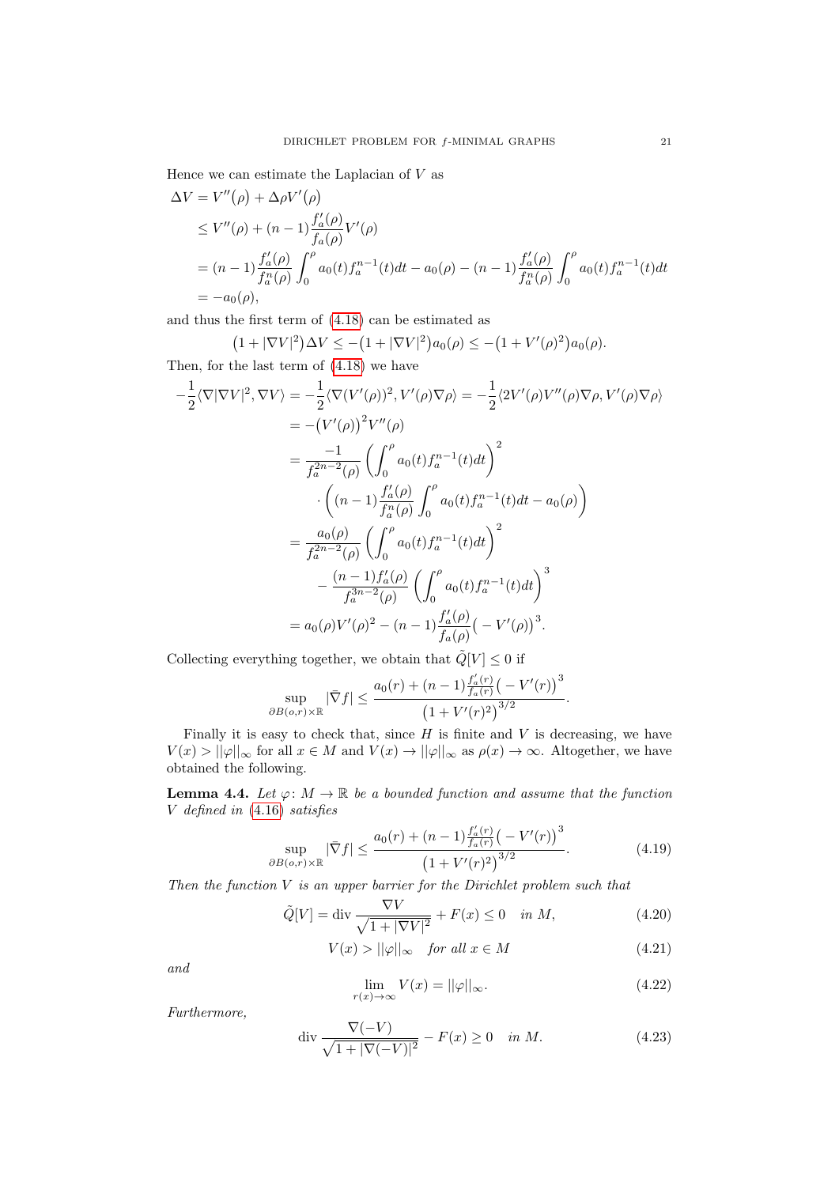Hence we can estimate the Laplacian of $V$ as

$$
\begin{aligned}
\Delta V &= V''\big(\rho\big) + \Delta\rho V'\big(\rho\big) \\
&\le V''(\rho) + (n-1)\frac{f_a'(\rho)}{f_a(\rho)}V'(\rho) \\
&= (n-1)\frac{f_a'(\rho)}{f_a^n(\rho)}\int_0^\rho a_0(t)f_a^{n-1}(t)dt - a_0(\rho) - (n-1)\frac{f_a'(\rho)}{f_a^n(\rho)}\int_0^\rho a_0(t)f_a^{n-1}(t)dt \\
&= -a_0(\rho),
\end{aligned}
$$

and thus the first term of (4.18) can be estimated as

$$
\big(1+|\nabla V|^2\big)\Delta V \le -\big(1+|\nabla V|^2\big)a_0(\rho) \le -\big(1+V'(\rho)^2\big)a_0(\rho).
$$

Then, for the last term of (4.18) we have

$$
\begin{aligned}
-\frac{1}{2}\langle \nabla|\nabla V|^2, \nabla V\rangle &= -\frac{1}{2}\langle \nabla(V'(\rho))^2, V'(\rho)\nabla\rho\rangle = -\frac{1}{2}\langle 2V'(\rho)V''(\rho)\nabla\rho, V'(\rho)\nabla\rho\rangle \\
&= -\big(V'(\rho)\big)^2V''(\rho) \\
&= \frac{-1}{f_a^{2n-2}(\rho)}\left(\int_0^\rho a_0(t)f_a^{n-1}(t)dt\right)^2 \\
&\quad\cdot\left((n-1)\frac{f_a'(\rho)}{f_a^n(\rho)}\int_0^\rho a_0(t)f_a^{n-1}(t)dt - a_0(\rho)\right) \\
&= \frac{a_0(\rho)}{f_a^{2n-2}(\rho)}\left(\int_0^\rho a_0(t)f_a^{n-1}(t)dt\right)^2 \\
&\quad - \frac{(n-1)f_a'(\rho)}{f_a^{3n-2}(\rho)}\left(\int_0^\rho a_0(t)f_a^{n-1}(t)dt\right)^3 \\
&= a_0(\rho)V'(\rho)^2 - (n-1)\frac{f_a'(\rho)}{f_a(\rho)}\big(-V'(\rho)\big)^3.
\end{aligned}
$$

Collecting everything together, we obtain that $\tilde{Q}[V] \le 0$ if

$$
\sup_{\partial B(o,r)\times\mathbb{R}} |\bar{\nabla} f| \le \frac{a_0(r) + (n-1)\frac{f_a'(r)}{f_a(r)}\big(-V'(r)\big)^3}{\big(1+V'(r)^2\big)^{3/2}}.
$$

Finally it is easy to check that, since $H$ is finite and $V$ is decreasing, we have $V(x) > ||\varphi||_\infty$ for all $x \in M$ and $V(x) \to ||\varphi||_\infty$ as $\rho(x) \to \infty$. Altogether, we have obtained the following.

**Lemma 4.4.** *Let $\varphi\colon M \to \mathbb{R}$ be a bounded function and assume that the function $V$ defined in (4.16) satisfies*

$$
\sup_{\partial B(o,r)\times\mathbb{R}} |\bar{\nabla} f| \le \frac{a_0(r) + (n-1)\frac{f_a'(r)}{f_a(r)}\big(-V'(r)\big)^3}{\big(1+V'(r)^2\big)^{3/2}}. \tag{4.19}
$$

*Then the function $V$ is an upper barrier for the Dirichlet problem such that*

$$
\tilde{Q}[V] = \operatorname{div}\frac{\nabla V}{\sqrt{1+|\nabla V|^2}} + F(x) \le 0 \quad \text{in } M, \tag{4.20}
$$

$$
V(x) > ||\varphi||_\infty \quad \text{for all } x \in M \tag{4.21}
$$

*and*

$$
\lim_{r(x)\to\infty} V(x) = ||\varphi||_\infty. \tag{4.22}
$$

*Furthermore,*

$$
\operatorname{div}\frac{\nabla(-V)}{\sqrt{1+|\nabla(-V)|^2}} - F(x) \ge 0 \quad \text{in } M. \tag{4.23}
$$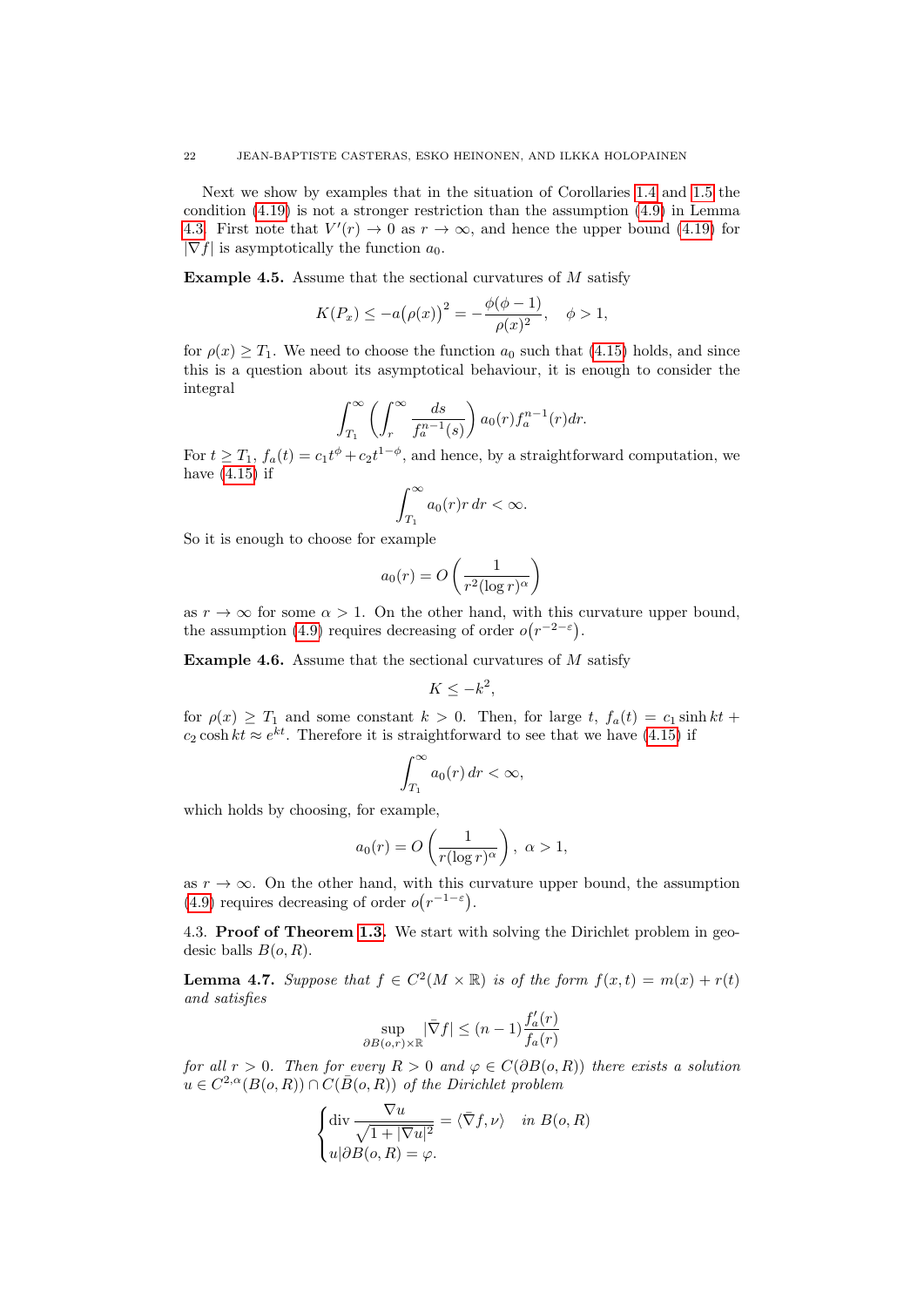Next we show by examples that in the situation of Corollaries 1.4 and 1.5 the condition (4.19) is not a stronger restriction than the assumption (4.9) in Lemma 4.3. First note that $V'(r) \to 0$ as $r \to \infty$, and hence the upper bound (4.19) for $|\nabla f|$ is asymptotically the function $a_0$.

**Example 4.5.** Assume that the sectional curvatures of $M$ satisfy

$$K(P_x) \le -a\big(\rho(x)\big)^2 = -\frac{\phi(\phi-1)}{\rho(x)^2}, \quad \phi > 1,$$

for $\rho(x) \ge T_1$. We need to choose the function $a_0$ such that (4.15) holds, and since this is a question about its asymptotical behaviour, it is enough to consider the integral

$$\int_{T_1}^{\infty} \left( \int_r^{\infty} \frac{ds}{f_a^{n-1}(s)} \right) a_0(r) f_a^{n-1}(r) dr.$$

For $t \ge T_1$, $f_a(t) = c_1 t^{\phi} + c_2 t^{1-\phi}$, and hence, by a straightforward computation, we have (4.15) if

$$\int_{T_1}^{\infty} a_0(r) r \, dr < \infty.$$

So it is enough to choose for example

$$a_0(r) = O\left( \frac{1}{r^2 (\log r)^{\alpha}} \right)$$

as $r \to \infty$ for some $\alpha > 1$. On the other hand, with this curvature upper bound, the assumption (4.9) requires decreasing of order $o\big(r^{-2-\varepsilon}\big)$.

**Example 4.6.** Assume that the sectional curvatures of $M$ satisfy

$$K \le -k^2,$$

for $\rho(x) \ge T_1$ and some constant $k > 0$. Then, for large $t$, $f_a(t) = c_1 \sinh kt + c_2 \cosh kt \approx e^{kt}$. Therefore it is straightforward to see that we have (4.15) if

$$\int_{T_1}^{\infty} a_0(r) \, dr < \infty,$$

which holds by choosing, for example,

$$a_0(r) = O\left( \frac{1}{r (\log r)^{\alpha}} \right), \ \alpha > 1,$$

as $r \to \infty$. On the other hand, with this curvature upper bound, the assumption (4.9) requires decreasing of order $o\big(r^{-1-\varepsilon}\big)$.

4.3. **Proof of Theorem 1.3.** We start with solving the Dirichlet problem in geodesic balls $B(o, R)$.

**Lemma 4.7.** *Suppose that $f \in C^2(M \times \mathbb{R})$ is of the form $f(x,t) = m(x) + r(t)$ and satisfies*

$$\sup_{\partial B(o,r) \times \mathbb{R}} |\bar{\nabla} f| \le (n-1) \frac{f_a'(r)}{f_a(r)}$$

*for all $r > 0$. Then for every $R > 0$ and $\varphi \in C(\partial B(o,R))$ there exists a solution $u \in C^{2,\alpha}(B(o,R)) \cap C(\bar{B}(o,R))$ of the Dirichlet problem*

$$\begin{cases} \operatorname{div} \dfrac{\nabla u}{\sqrt{1+|\nabla u|^2}} = \langle \bar{\nabla} f, \nu \rangle & \text{in } B(o,R) \\ u|\partial B(o,R) = \varphi. \end{cases}$$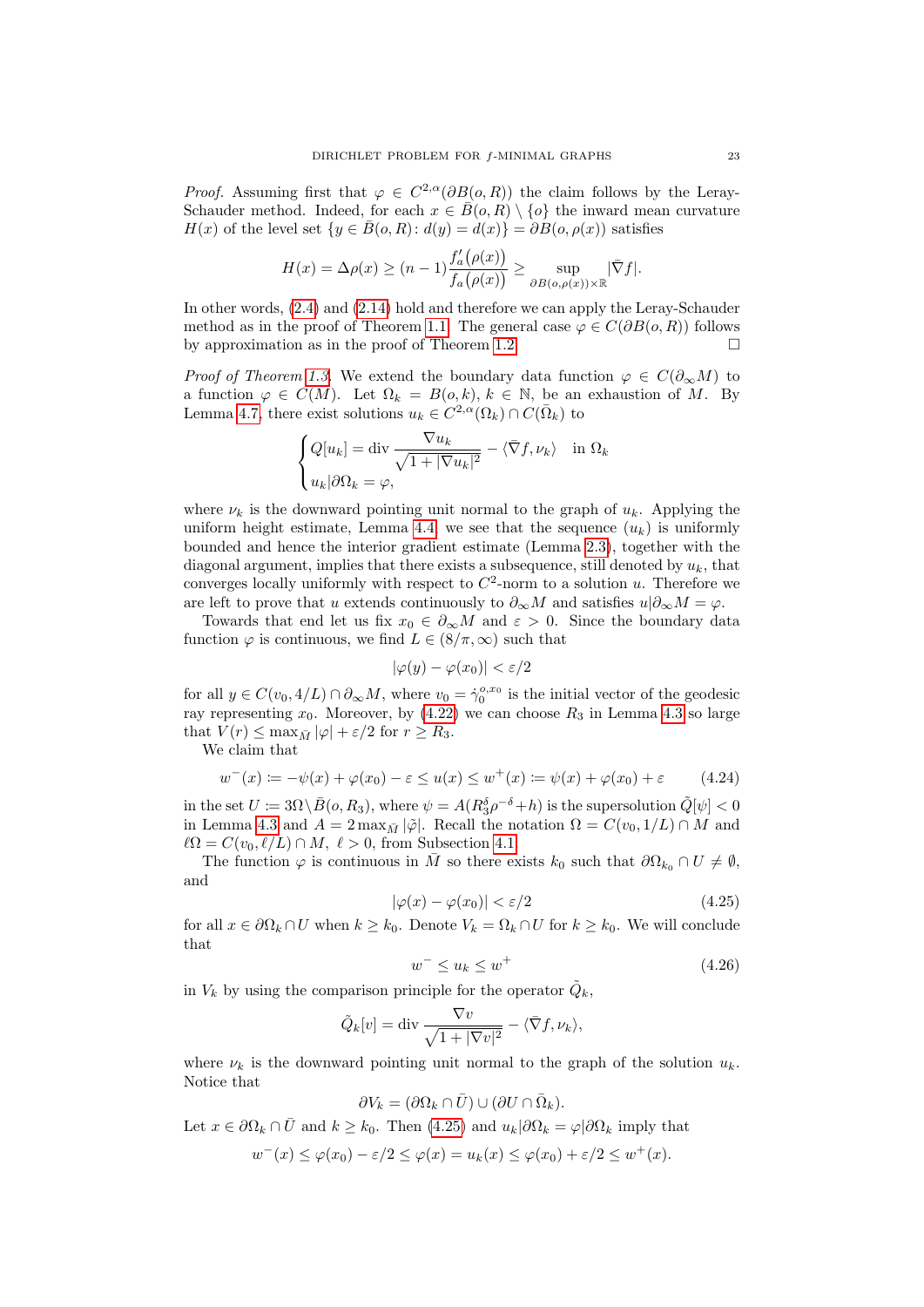*Proof.* Assuming first that $\varphi \in C^{2,\alpha}(\partial B(o,R))$ the claim follows by the Leray-Schauder method. Indeed, for each $x \in \bar{B}(o,R)\setminus\{o\}$ the inward mean curvature $H(x)$ of the level set $\{y \in \bar{B}(o,R) \colon d(y) = d(x)\} = \partial B(o,\rho(x))$ satisfies

$$H(x) = \Delta\rho(x) \geq (n-1)\frac{f_a'\big(\rho(x)\big)}{f_a\big(\rho(x)\big)} \geq \sup_{\partial B(o,\rho(x))\times\mathbb{R}} |\bar{\nabla} f|.$$

In other words, (2.4) and (2.14) hold and therefore we can apply the Leray-Schauder method as in the proof of Theorem 1.1. The general case $\varphi \in C(\partial B(o,R))$ follows by approximation as in the proof of Theorem 1.2. □

*Proof of Theorem 1.3.* We extend the boundary data function $\varphi \in C(\partial_\infty M)$ to a function $\varphi \in C(\bar{M})$. Let $\Omega_k = B(o,k)$, $k \in \mathbb{N}$, be an exhaustion of $M$. By Lemma 4.7, there exist solutions $u_k \in C^{2,\alpha}(\Omega_k) \cap C(\bar{\Omega}_k)$ to

$$\begin{cases} Q[u_k] = \operatorname{div} \dfrac{\nabla u_k}{\sqrt{1+|\nabla u_k|^2}} - \langle \bar{\nabla} f, \nu_k\rangle & \text{in } \Omega_k \\ u_k|\partial\Omega_k = \varphi, \end{cases}$$

where $\nu_k$ is the downward pointing unit normal to the graph of $u_k$. Applying the uniform height estimate, Lemma 4.4, we see that the sequence $(u_k)$ is uniformly bounded and hence the interior gradient estimate (Lemma 2.3), together with the diagonal argument, implies that there exists a subsequence, still denoted by $u_k$, that converges locally uniformly with respect to $C^2$-norm to a solution $u$. Therefore we are left to prove that $u$ extends continuously to $\partial_\infty M$ and satisfies $u|\partial_\infty M = \varphi$.

Towards that end let us fix $x_0 \in \partial_\infty M$ and $\varepsilon > 0$. Since the boundary data function $\varphi$ is continuous, we find $L \in (8/\pi, \infty)$ such that

$$|\varphi(y) - \varphi(x_0)| < \varepsilon/2$$

for all $y \in C(v_0, 4/L) \cap \partial_\infty M$, where $v_0 = \dot{\gamma}_0^{o,x_0}$ is the initial vector of the geodesic ray representing $x_0$. Moreover, by (4.22) we can choose $R_3$ in Lemma 4.3 so large that $V(r) \leq \max_{\bar{M}} |\varphi| + \varepsilon/2$ for $r \geq R_3$.

We claim that

$$w^-(x) \coloneqq -\psi(x) + \varphi(x_0) - \varepsilon \leq u(x) \leq w^+(x) \coloneqq \psi(x) + \varphi(x_0) + \varepsilon \tag{4.24}$$

in the set $U \coloneqq 3\Omega\setminus\bar{B}(o,R_3)$, where $\psi = A(R_3^\delta\rho^{-\delta}+h)$ is the supersolution $\tilde{Q}[\psi] < 0$ in Lemma 4.3 and $A = 2\max_{\bar{M}}|\tilde{\varphi}|$. Recall the notation $\Omega = C(v_0, 1/L) \cap M$ and $\ell\Omega = C(v_0, \ell/L) \cap M$, $\ell > 0$, from Subsection 4.1.

The function $\varphi$ is continuous in $\bar{M}$ so there exists $k_0$ such that $\partial\Omega_{k_0} \cap U \neq \emptyset$, and

$$|\varphi(x) - \varphi(x_0)| < \varepsilon/2 \tag{4.25}$$

for all $x \in \partial\Omega_k \cap U$ when $k \geq k_0$. Denote $V_k = \Omega_k \cap U$ for $k \geq k_0$. We will conclude that

$$w^- \leq u_k \leq w^+ \tag{4.26}$$

in $V_k$ by using the comparison principle for the operator $\tilde{Q}_k$,

$$\tilde{Q}_k[v] = \operatorname{div} \frac{\nabla v}{\sqrt{1+|\nabla v|^2}} - \langle \bar{\nabla} f, \nu_k\rangle,$$

where $\nu_k$ is the downward pointing unit normal to the graph of the solution $u_k$. Notice that

$$\partial V_k = (\partial\Omega_k \cap \bar{U}) \cup (\partial U \cap \bar{\Omega}_k).$$

Let $x \in \partial\Omega_k \cap \bar{U}$ and $k \geq k_0$. Then (4.25) and $u_k|\partial\Omega_k = \varphi|\partial\Omega_k$ imply that

$$w^-(x) \leq \varphi(x_0) - \varepsilon/2 \leq \varphi(x) = u_k(x) \leq \varphi(x_0) + \varepsilon/2 \leq w^+(x).$$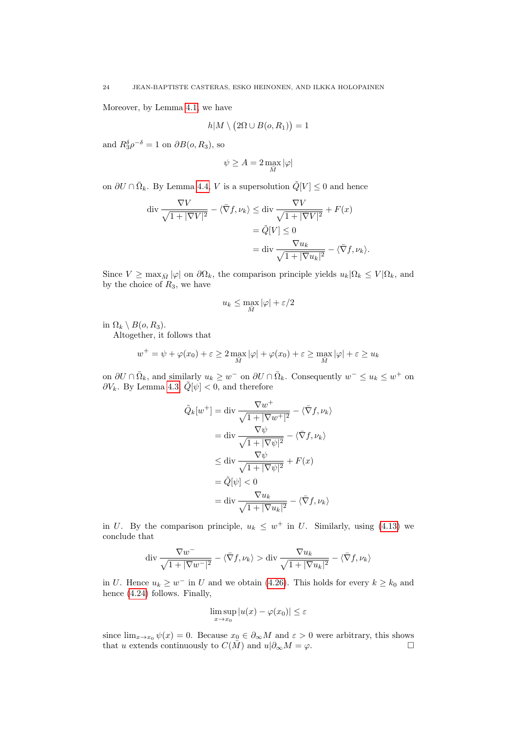Moreover, by Lemma 4.1, we have

$$h|M \setminus \big(2\Omega \cup B(o,R_1)\big) = 1$$

and $R_3^\delta \rho^{-\delta} = 1$ on $\partial B(o,R_3)$, so

$$\psi \geq A = 2\max_{\bar M} |\varphi|$$

on $\partial U \cap \bar\Omega_k$. By Lemma 4.4, $V$ is a supersolution $\tilde Q[V] \leq 0$ and hence

$$\begin{aligned}
\operatorname{div} \frac{\nabla V}{\sqrt{1+|\nabla V|^2}} - \langle \bar\nabla f, \nu_k\rangle &\leq \operatorname{div} \frac{\nabla V}{\sqrt{1+|\nabla V|^2}} + F(x) \\
&= \tilde Q[V] \leq 0 \\
&= \operatorname{div} \frac{\nabla u_k}{\sqrt{1+|\nabla u_k|^2}} - \langle \bar\nabla f, \nu_k\rangle.
\end{aligned}$$

Since $V \geq \max_{\bar M} |\varphi|$ on $\partial\Omega_k$, the comparison principle yields $u_k|\Omega_k \leq V|\Omega_k$, and by the choice of $R_3$, we have

$$u_k \leq \max_{\bar M} |\varphi| + \varepsilon/2$$

in $\Omega_k \setminus B(o,R_3)$.

Altogether, it follows that

$$w^+ = \psi + \varphi(x_0) + \varepsilon \geq 2\max_{\bar M} |\varphi| + \varphi(x_0) + \varepsilon \geq \max_{\bar M} |\varphi| + \varepsilon \geq u_k$$

on $\partial U \cap \bar\Omega_k$, and similarly $u_k \geq w^-$ on $\partial U \cap \bar\Omega_k$. Consequently $w^- \leq u_k \leq w^+$ on $\partial V_k$. By Lemma 4.3, $\tilde Q[\psi] < 0$, and therefore

$$\begin{aligned}
\tilde Q_k[w^+] &= \operatorname{div} \frac{\nabla w^+}{\sqrt{1+|\nabla w^+|^2}} - \langle \bar\nabla f, \nu_k\rangle \\
&= \operatorname{div} \frac{\nabla \psi}{\sqrt{1+|\nabla \psi|^2}} - \langle \bar\nabla f, \nu_k\rangle \\
&\leq \operatorname{div} \frac{\nabla \psi}{\sqrt{1+|\nabla \psi|^2}} + F(x) \\
&= \tilde Q[\psi] < 0 \\
&= \operatorname{div} \frac{\nabla u_k}{\sqrt{1+|\nabla u_k|^2}} - \langle \bar\nabla f, \nu_k\rangle
\end{aligned}$$

in $U$. By the comparison principle, $u_k \leq w^+$ in $U$. Similarly, using (4.13) we conclude that

$$\operatorname{div} \frac{\nabla w^-}{\sqrt{1+|\nabla w^-|^2}} - \langle \bar\nabla f, \nu_k\rangle > \operatorname{div} \frac{\nabla u_k}{\sqrt{1+|\nabla u_k|^2}} - \langle \bar\nabla f, \nu_k\rangle$$

in $U$. Hence $u_k \geq w^-$ in $U$ and we obtain (4.26). This holds for every $k \geq k_0$ and hence (4.24) follows. Finally,

$$\limsup_{x\to x_0} |u(x) - \varphi(x_0)| \leq \varepsilon$$

since $\lim_{x\to x_0} \psi(x) = 0$. Because $x_0 \in \partial_\infty M$ and $\varepsilon > 0$ were arbitrary, this shows that $u$ extends continuously to $C(\bar M)$ and $u|\partial_\infty M = \varphi$. □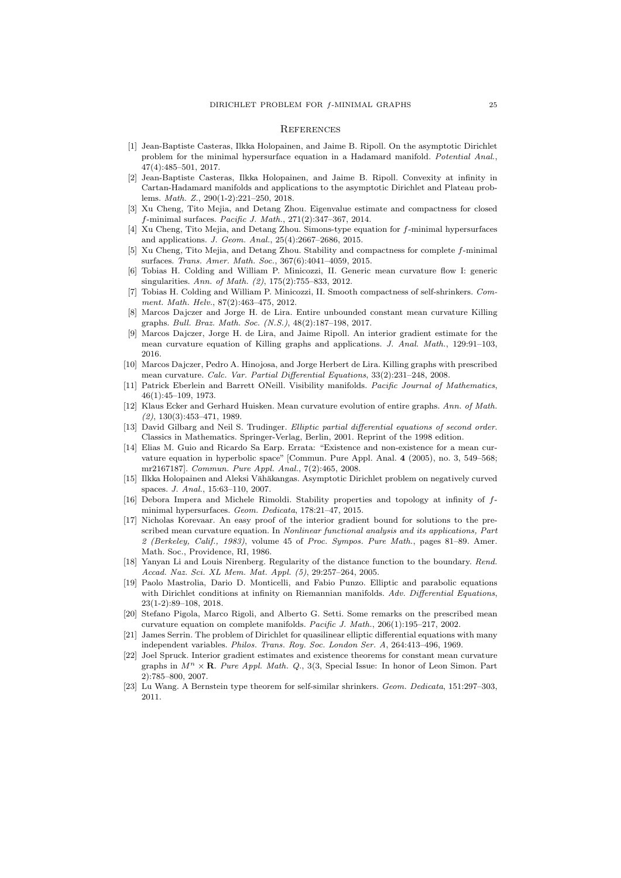# References

[1] Jean-Baptiste Casteras, Ilkka Holopainen, and Jaime B. Ripoll. On the asymptotic Dirichlet problem for the minimal hypersurface equation in a Hadamard manifold. *Potential Anal.*, 47(4):485–501, 2017.

[2] Jean-Baptiste Casteras, Ilkka Holopainen, and Jaime B. Ripoll. Convexity at infinity in Cartan-Hadamard manifolds and applications to the asymptotic Dirichlet and Plateau problems. *Math. Z.*, 290(1-2):221–250, 2018.

[3] Xu Cheng, Tito Mejia, and Detang Zhou. Eigenvalue estimate and compactness for closed $f$-minimal surfaces. *Pacific J. Math.*, 271(2):347–367, 2014.

[4] Xu Cheng, Tito Mejia, and Detang Zhou. Simons-type equation for $f$-minimal hypersurfaces and applications. *J. Geom. Anal.*, 25(4):2667–2686, 2015.

[5] Xu Cheng, Tito Mejia, and Detang Zhou. Stability and compactness for complete $f$-minimal surfaces. *Trans. Amer. Math. Soc.*, 367(6):4041–4059, 2015.

[6] Tobias H. Colding and William P. Minicozzi, II. Generic mean curvature flow I: generic singularities. *Ann. of Math. (2)*, 175(2):755–833, 2012.

[7] Tobias H. Colding and William P. Minicozzi, II. Smooth compactness of self-shrinkers. *Comment. Math. Helv.*, 87(2):463–475, 2012.

[8] Marcos Dajczer and Jorge H. de Lira. Entire unbounded constant mean curvature Killing graphs. *Bull. Braz. Math. Soc. (N.S.)*, 48(2):187–198, 2017.

[9] Marcos Dajczer, Jorge H. de Lira, and Jaime Ripoll. An interior gradient estimate for the mean curvature equation of Killing graphs and applications. *J. Anal. Math.*, 129:91–103, 2016.

[10] Marcos Dajczer, Pedro A. Hinojosa, and Jorge Herbert de Lira. Killing graphs with prescribed mean curvature. *Calc. Var. Partial Differential Equations*, 33(2):231–248, 2008.

[11] Patrick Eberlein and Barrett ONeill. Visibility manifolds. *Pacific Journal of Mathematics*, 46(1):45–109, 1973.

[12] Klaus Ecker and Gerhard Huisken. Mean curvature evolution of entire graphs. *Ann. of Math. (2)*, 130(3):453–471, 1989.

[13] David Gilbarg and Neil S. Trudinger. *Elliptic partial differential equations of second order.* Classics in Mathematics. Springer-Verlag, Berlin, 2001. Reprint of the 1998 edition.

[14] Elias M. Guio and Ricardo Sa Earp. Errata: "Existence and non-existence for a mean curvature equation in hyperbolic space" [Commun. Pure Appl. Anal. **4** (2005), no. 3, 549–568; mr2167187]. *Commun. Pure Appl. Anal.*, 7(2):465, 2008.

[15] Ilkka Holopainen and Aleksi Vähäkangas. Asymptotic Dirichlet problem on negatively curved spaces. *J. Anal.*, 15:63–110, 2007.

[16] Debora Impera and Michele Rimoldi. Stability properties and topology at infinity of $f$-minimal hypersurfaces. *Geom. Dedicata*, 178:21–47, 2015.

[17] Nicholas Korevaar. An easy proof of the interior gradient bound for solutions to the prescribed mean curvature equation. In *Nonlinear functional analysis and its applications, Part 2 (Berkeley, Calif., 1983)*, volume 45 of *Proc. Sympos. Pure Math.*, pages 81–89. Amer. Math. Soc., Providence, RI, 1986.

[18] Yanyan Li and Louis Nirenberg. Regularity of the distance function to the boundary. *Rend. Accad. Naz. Sci. XL Mem. Mat. Appl. (5)*, 29:257–264, 2005.

[19] Paolo Mastrolia, Dario D. Monticelli, and Fabio Punzo. Elliptic and parabolic equations with Dirichlet conditions at infinity on Riemannian manifolds. *Adv. Differential Equations*, 23(1-2):89–108, 2018.

[20] Stefano Pigola, Marco Rigoli, and Alberto G. Setti. Some remarks on the prescribed mean curvature equation on complete manifolds. *Pacific J. Math.*, 206(1):195–217, 2002.

[21] James Serrin. The problem of Dirichlet for quasilinear elliptic differential equations with many independent variables. *Philos. Trans. Roy. Soc. London Ser. A*, 264:413–496, 1969.

[22] Joel Spruck. Interior gradient estimates and existence theorems for constant mean curvature graphs in $M^n \times \mathbf{R}$. *Pure Appl. Math. Q.*, 3(3, Special Issue: In honor of Leon Simon. Part 2):785–800, 2007.

[23] Lu Wang. A Bernstein type theorem for self-similar shrinkers. *Geom. Dedicata*, 151:297–303, 2011.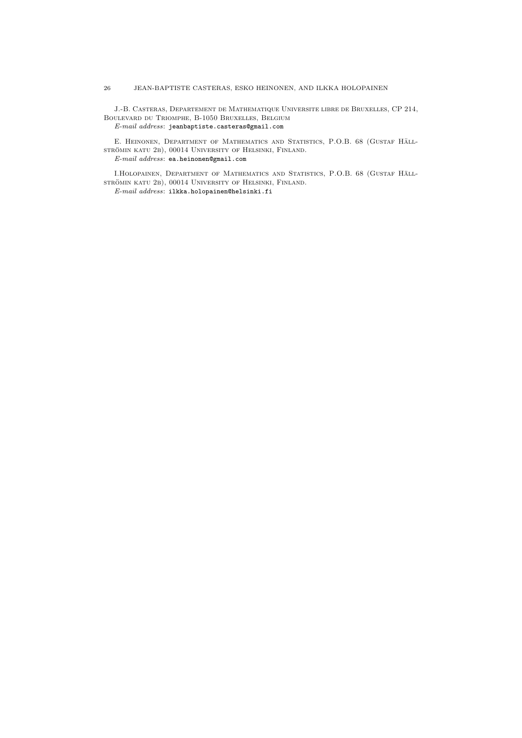J.-B. Casteras, Departement de Mathematique Universite libre de Bruxelles, CP 214, Boulevard du Triomphe, B-1050 Bruxelles, Belgium

*E-mail address*: jeanbaptiste.casteras@gmail.com

E. Heinonen, Department of Mathematics and Statistics, P.O.B. 68 (Gustaf Hällströmin katu 2b), 00014 University of Helsinki, Finland.

*E-mail address*: ea.heinonen@gmail.com

I.Holopainen, Department of Mathematics and Statistics, P.O.B. 68 (Gustaf Hällströmin katu 2b), 00014 University of Helsinki, Finland.

*E-mail address*: ilkka.holopainen@helsinki.fi